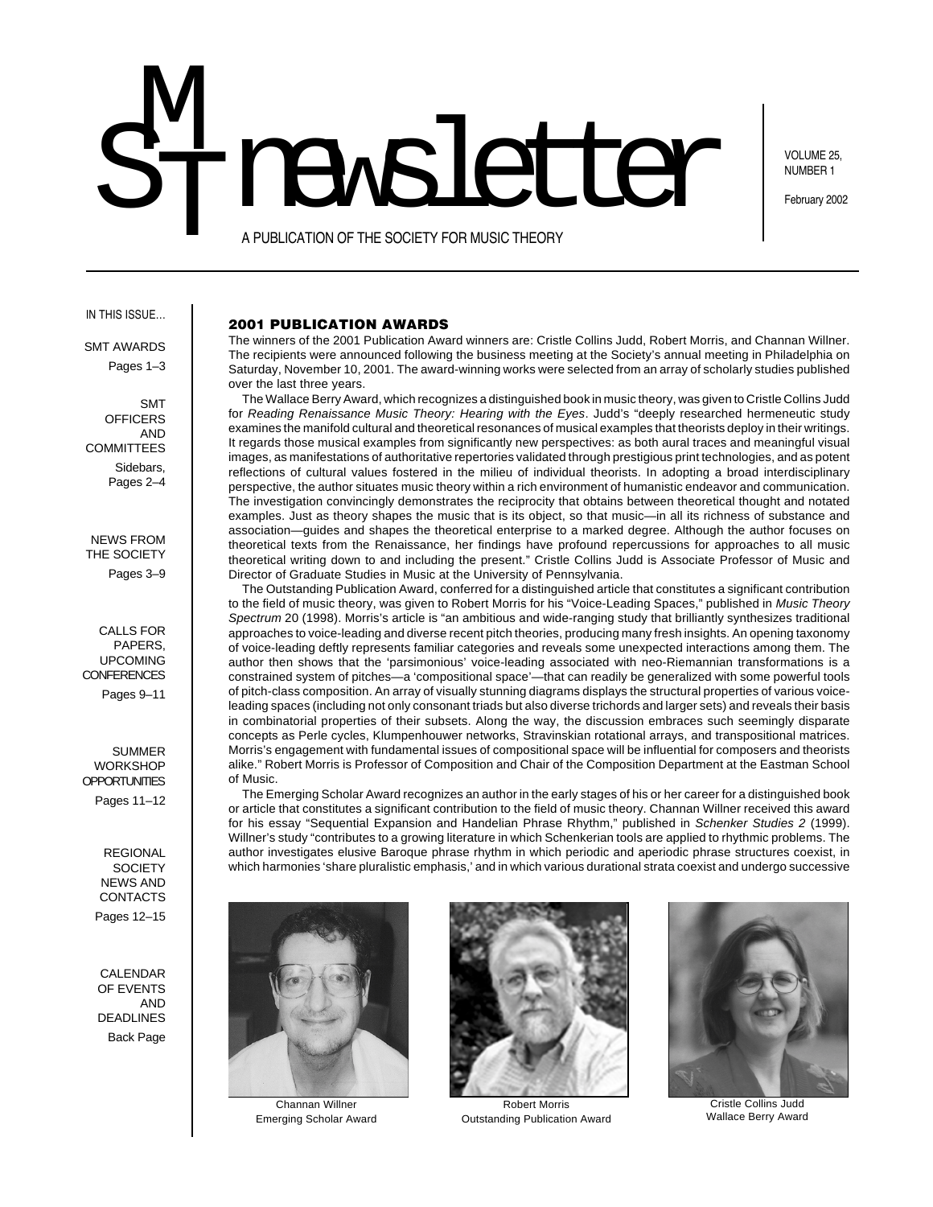# SMT newsletter

A PUBLICATION OF THE SOCIETY FOR MUSIC THEORY

VOLUME 25, NUMBER 1

February 2002

IN THIS ISSUE...

SMT AWARDS
Pages 1–3

SMT OFFICERS AND COMMITTEES
Sidebars, Pages 2–4

NEWS FROM THE SOCIETY
Pages 3–9

CALLS FOR PAPERS, UPCOMING CONFERENCES
Pages 9–11

SUMMER WORKSHOP OPPORTUNITIES
Pages 11–12

REGIONAL SOCIETY NEWS AND CONTACTS
Pages 12–15

CALENDAR OF EVENTS AND DEADLINES
Back Page

## 2001 PUBLICATION AWARDS

The winners of the 2001 Publication Award winners are: Cristle Collins Judd, Robert Morris, and Channan Willner. The recipients were announced following the business meeting at the Society's annual meeting in Philadelphia on Saturday, November 10, 2001. The award-winning works were selected from an array of scholarly studies published over the last three years.

The Wallace Berry Award, which recognizes a distinguished book in music theory, was given to Cristle Collins Judd for *Reading Renaissance Music Theory: Hearing with the Eyes*. Judd's "deeply researched hermeneutic study examines the manifold cultural and theoretical resonances of musical examples that theorists deploy in their writings. It regards those musical examples from significantly new perspectives: as both aural traces and meaningful visual images, as manifestations of authoritative repertories validated through prestigious print technologies, and as potent reflections of cultural values fostered in the milieu of individual theorists. In adopting a broad interdisciplinary perspective, the author situates music theory within a rich environment of humanistic endeavor and communication. The investigation convincingly demonstrates the reciprocity that obtains between theoretical thought and notated examples. Just as theory shapes the music that is its object, so that music—in all its richness of substance and association—guides and shapes the theoretical enterprise to a marked degree. Although the author focuses on theoretical texts from the Renaissance, her findings have profound repercussions for approaches to all music theoretical writing down to and including the present." Cristle Collins Judd is Associate Professor of Music and Director of Graduate Studies in Music at the University of Pennsylvania.

The Outstanding Publication Award, conferred for a distinguished article that constitutes a significant contribution to the field of music theory, was given to Robert Morris for his "Voice-Leading Spaces," published in *Music Theory Spectrum* 20 (1998). Morris's article is "an ambitious and wide-ranging study that brilliantly synthesizes traditional approaches to voice-leading and diverse recent pitch theories, producing many fresh insights. An opening taxonomy of voice-leading deftly represents familiar categories and reveals some unexpected interactions among them. The author then shows that the 'parsimonious' voice-leading associated with neo-Riemannian transformations is a constrained system of pitches—a 'compositional space'—that can readily be generalized with some powerful tools of pitch-class composition. An array of visually stunning diagrams displays the structural properties of various voice-leading spaces (including not only consonant triads but also diverse trichords and larger sets) and reveals their basis in combinatorial properties of their subsets. Along the way, the discussion embraces such seemingly disparate concepts as Perle cycles, Klumpenhouwer networks, Stravinskian rotational arrays, and transpositional matrices. Morris's engagement with fundamental issues of compositional space will be influential for composers and theorists alike." Robert Morris is Professor of Composition and Chair of the Composition Department at the Eastman School of Music.

The Emerging Scholar Award recognizes an author in the early stages of his or her career for a distinguished book or article that constitutes a significant contribution to the field of music theory. Channan Willner received this award for his essay "Sequential Expansion and Handelian Phrase Rhythm," published in *Schenker Studies 2* (1999). Willner's study "contributes to a growing literature in which Schenkerian tools are applied to rhythmic problems. The author investigates elusive Baroque phrase rhythm in which periodic and aperiodic phrase structures coexist, in which harmonies 'share pluralistic emphasis,' and in which various durational strata coexist and undergo successive

Channan Willner
Emerging Scholar Award

Robert Morris
Outstanding Publication Award

Cristle Collins Judd
Wallace Berry Award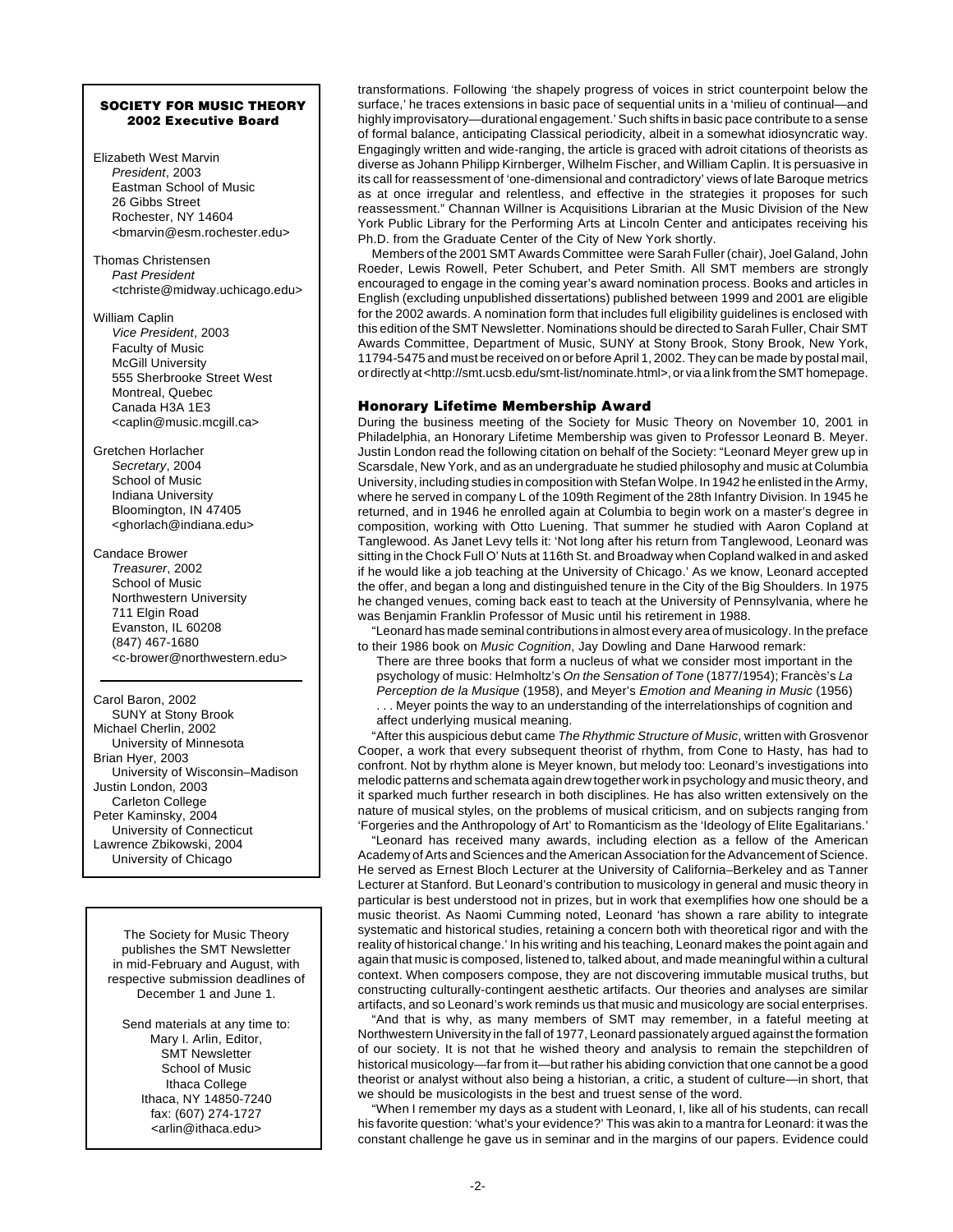**SOCIETY FOR MUSIC THEORY**
**2002 Executive Board**

Elizabeth West Marvin
*President*, 2003
Eastman School of Music
26 Gibbs Street
Rochester, NY 14604
<bmarvin@esm.rochester.edu>

Thomas Christensen
*Past President*
<tchriste@midway.uchicago.edu>

William Caplin
*Vice President*, 2003
Faculty of Music
McGill University
555 Sherbrooke Street West
Montreal, Quebec
Canada H3A 1E3
<caplin@music.mcgill.ca>

Gretchen Horlacher
*Secretary*, 2004
School of Music
Indiana University
Bloomington, IN 47405
<ghorlach@indiana.edu>

Candace Brower
*Treasurer*, 2002
School of Music
Northwestern University
711 Elgin Road
Evanston, IL 60208
(847) 467-1680
<c-brower@northwestern.edu>

---

Carol Baron, 2002
SUNY at Stony Brook
Michael Cherlin, 2002
University of Minnesota
Brian Hyer, 2003
University of Wisconsin–Madison
Justin London, 2003
Carleton College
Peter Kaminsky, 2004
University of Connecticut
Lawrence Zbikowski, 2004
University of Chicago

The Society for Music Theory publishes the SMT Newsletter in mid-February and August, with respective submission deadlines of December 1 and June 1.

Send materials at any time to:
Mary I. Arlin, Editor,
SMT Newsletter
School of Music
Ithaca College
Ithaca, NY 14850-7240
fax: (607) 274-1727
<arlin@ithaca.edu>

transformations. Following 'the shapely progress of voices in strict counterpoint below the surface,' he traces extensions in basic pace of sequential units in a 'milieu of continual—and highly improvisatory—durational engagement.' Such shifts in basic pace contribute to a sense of formal balance, anticipating Classical periodicity, albeit in a somewhat idiosyncratic way. Engagingly written and wide-ranging, the article is graced with adroit citations of theorists as diverse as Johann Philipp Kirnberger, Wilhelm Fischer, and William Caplin. It is persuasive in its call for reassessment of 'one-dimensional and contradictory' views of late Baroque metrics as at once irregular and relentless, and effective in the strategies it proposes for such reassessment." Channan Willner is Acquisitions Librarian at the Music Division of the New York Public Library for the Performing Arts at Lincoln Center and anticipates receiving his Ph.D. from the Graduate Center of the City of New York shortly.

Members of the 2001 SMT Awards Committee were Sarah Fuller (chair), Joel Galand, John Roeder, Lewis Rowell, Peter Schubert, and Peter Smith. All SMT members are strongly encouraged to engage in the coming year's award nomination process. Books and articles in English (excluding unpublished dissertations) published between 1999 and 2001 are eligible for the 2002 awards. A nomination form that includes full eligibility guidelines is enclosed with this edition of the SMT Newsletter. Nominations should be directed to Sarah Fuller, Chair SMT Awards Committee, Department of Music, SUNY at Stony Brook, Stony Brook, New York, 11794-5475 and must be received on or before April 1, 2002. They can be made by postal mail, or directly at <http://smt.ucsb.edu/smt-list/nominate.html>, or via a link from the SMT homepage.

## Honorary Lifetime Membership Award

During the business meeting of the Society for Music Theory on November 10, 2001 in Philadelphia, an Honorary Lifetime Membership was given to Professor Leonard B. Meyer. Justin London read the following citation on behalf of the Society: "Leonard Meyer grew up in Scarsdale, New York, and as an undergraduate he studied philosophy and music at Columbia University, including studies in composition with Stefan Wolpe. In 1942 he enlisted in the Army, where he served in company L of the 109th Regiment of the 28th Infantry Division. In 1945 he returned, and in 1946 he enrolled again at Columbia to begin work on a master's degree in composition, working with Otto Luening. That summer he studied with Aaron Copland at Tanglewood. As Janet Levy tells it: 'Not long after his return from Tanglewood, Leonard was sitting in the Chock Full O' Nuts at 116th St. and Broadway when Copland walked in and asked if he would like a job teaching at the University of Chicago.' As we know, Leonard accepted the offer, and began a long and distinguished tenure in the City of the Big Shoulders. In 1975 he changed venues, coming back east to teach at the University of Pennsylvania, where he was Benjamin Franklin Professor of Music until his retirement in 1988.

"Leonard has made seminal contributions in almost every area of musicology. In the preface to their 1986 book on *Music Cognition*, Jay Dowling and Dane Harwood remark:

> There are three books that form a nucleus of what we consider most important in the psychology of music: Helmholtz's *On the Sensation of Tone* (1877/1954); Francès's *La Perception de la Musique* (1958), and Meyer's *Emotion and Meaning in Music* (1956) . . . Meyer points the way to an understanding of the interrelationships of cognition and affect underlying musical meaning.

"After this auspicious debut came *The Rhythmic Structure of Music*, written with Grosvenor Cooper, a work that every subsequent theorist of rhythm, from Cone to Hasty, has had to confront. Not by rhythm alone is Meyer known, but melody too: Leonard's investigations into melodic patterns and schemata again drew together work in psychology and music theory, and it sparked much further research in both disciplines. He has also written extensively on the nature of musical styles, on the problems of musical criticism, and on subjects ranging from 'Forgeries and the Anthropology of Art' to Romanticism as the 'Ideology of Elite Egalitarians.'

"Leonard has received many awards, including election as a fellow of the American Academy of Arts and Sciences and the American Association for the Advancement of Science. He served as Ernest Bloch Lecturer at the University of California–Berkeley and as Tanner Lecturer at Stanford. But Leonard's contribution to musicology in general and music theory in particular is best understood not in prizes, but in work that exemplifies how one should be a music theorist. As Naomi Cumming noted, Leonard 'has shown a rare ability to integrate systematic and historical studies, retaining a concern both with theoretical rigor and with the reality of historical change.' In his writing and his teaching, Leonard makes the point again and again that music is composed, listened to, talked about, and made meaningful within a cultural context. When composers compose, they are not discovering immutable musical truths, but constructing culturally-contingent aesthetic artifacts. Our theories and analyses are similar artifacts, and so Leonard's work reminds us that music and musicology are social enterprises.

"And that is why, as many members of SMT may remember, in a fateful meeting at Northwestern University in the fall of 1977, Leonard passionately argued against the formation of our society. It is not that he wished theory and analysis to remain the stepchildren of historical musicology—far from it—but rather his abiding conviction that one cannot be a good theorist or analyst without also being a historian, a critic, a student of culture—in short, that we should be musicologists in the best and truest sense of the word.

"When I remember my days as a student with Leonard, I, like all of his students, can recall his favorite question: 'what's your evidence?' This was akin to a mantra for Leonard: it was the constant challenge he gave us in seminar and in the margins of our papers. Evidence could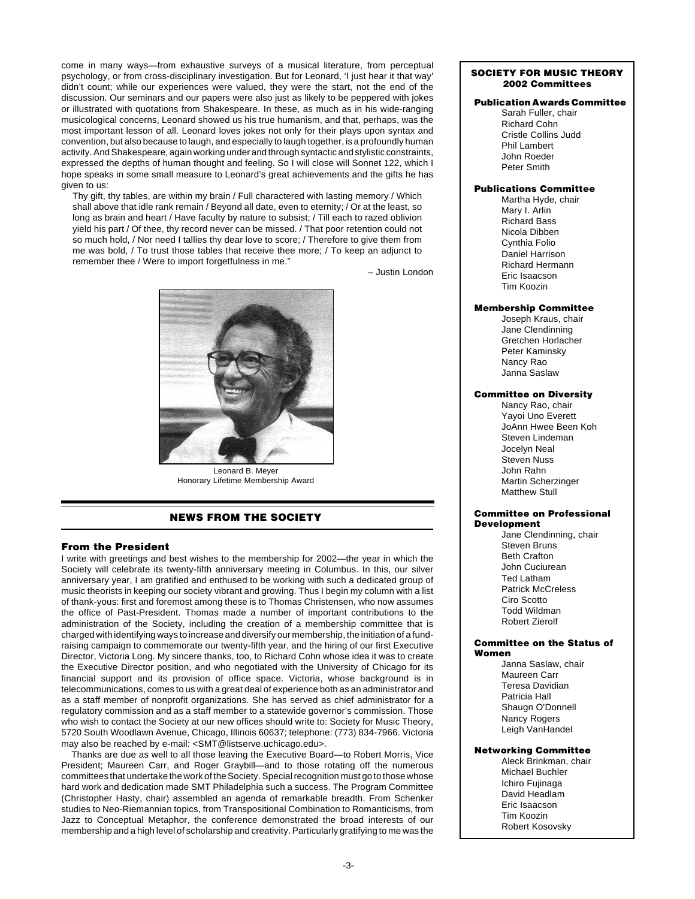come in many ways—from exhaustive surveys of a musical literature, from perceptual psychology, or from cross-disciplinary investigation. But for Leonard, 'I just hear it that way' didn't count; while our experiences were valued, they were the start, not the end of the discussion. Our seminars and our papers were also just as likely to be peppered with jokes or illustrated with quotations from Shakespeare. In these, as much as in his wide-ranging musicological concerns, Leonard showed us his true humanism, and that, perhaps, was the most important lesson of all. Leonard loves jokes not only for their plays upon syntax and convention, but also because to laugh, and especially to laugh together, is a profoundly human activity. And Shakespeare, again working under and through syntactic and stylistic constraints, expressed the depths of human thought and feeling. So I will close will Sonnet 122, which I hope speaks in some small measure to Leonard's great achievements and the gifts he has given to us:

> Thy gift, thy tables, are within my brain / Full charactered with lasting memory / Which shall above that idle rank remain / Beyond all date, even to eternity; / Or at the least, so long as brain and heart / Have faculty by nature to subsist; / Till each to razed oblivion yield his part / Of thee, thy record never can be missed. / That poor retention could not so much hold, / Nor need I tallies thy dear love to score; / Therefore to give them from me was bold, / To trust those tables that receive thee more; / To keep an adjunct to remember thee / Were to import forgetfulness in me."

– Justin London

Leonard B. Meyer
Honorary Lifetime Membership Award

## NEWS FROM THE SOCIETY

### From the President

I write with greetings and best wishes to the membership for 2002—the year in which the Society will celebrate its twenty-fifth anniversary meeting in Columbus. In this, our silver anniversary year, I am gratified and enthused to be working with such a dedicated group of music theorists in keeping our society vibrant and growing. Thus I begin my column with a list of thank-yous: first and foremost among these is to Thomas Christensen, who now assumes the office of Past-President. Thomas made a number of important contributions to the administration of the Society, including the creation of a membership committee that is charged with identifying ways to increase and diversify our membership, the initiation of a fund-raising campaign to commemorate our twenty-fifth year, and the hiring of our first Executive Director, Victoria Long. My sincere thanks, too, to Richard Cohn whose idea it was to create the Executive Director position, and who negotiated with the University of Chicago for its financial support and its provision of office space. Victoria, whose background is in telecommunications, comes to us with a great deal of experience both as an administrator and as a staff member of nonprofit organizations. She has served as chief administrator for a regulatory commission and as a staff member to a statewide governor's commission. Those who wish to contact the Society at our new offices should write to: Society for Music Theory, 5720 South Woodlawn Avenue, Chicago, Illinois 60637; telephone: (773) 834-7966. Victoria may also be reached by e-mail: <SMT@listserve.uchicago.edu>.

Thanks are due as well to all those leaving the Executive Board—to Robert Morris, Vice President; Maureen Carr, and Roger Graybill—and to those rotating off the numerous committees that undertake the work of the Society. Special recognition must go to those whose hard work and dedication made SMT Philadelphia such a success. The Program Committee (Christopher Hasty, chair) assembled an agenda of remarkable breadth. From Schenker studies to Neo-Riemannian topics, from Transpositional Combination to Romanticisms, from Jazz to Conceptual Metaphor, the conference demonstrated the broad interests of our membership and a high level of scholarship and creativity. Particularly gratifying to me was the

---

**SOCIETY FOR MUSIC THEORY 2002 Committees**

**Publication Awards Committee**
Sarah Fuller, chair
Richard Cohn
Cristle Collins Judd
Phil Lambert
John Roeder
Peter Smith

**Publications Committee**
Martha Hyde, chair
Mary I. Arlin
Richard Bass
Nicola Dibben
Cynthia Folio
Daniel Harrison
Richard Hermann
Eric Isaacson
Tim Koozin

**Membership Committee**
Joseph Kraus, chair
Jane Clendinning
Gretchen Horlacher
Peter Kaminsky
Nancy Rao
Janna Saslaw

**Committee on Diversity**
Nancy Rao, chair
Yayoi Uno Everett
JoAnn Hwee Been Koh
Steven Lindeman
Jocelyn Neal
Steven Nuss
John Rahn
Martin Scherzinger
Matthew Stull

**Committee on Professional Development**
Jane Clendinning, chair
Steven Bruns
Beth Crafton
John Cuciurean
Ted Latham
Patrick McCreless
Ciro Scotto
Todd Wildman
Robert Zierolf

**Committee on the Status of Women**
Janna Saslaw, chair
Maureen Carr
Teresa Davidian
Patricia Hall
Shaugn O'Donnell
Nancy Rogers
Leigh VanHandel

**Networking Committee**
Aleck Brinkman, chair
Michael Buchler
Ichiro Fujinaga
David Headlam
Eric Isaacson
Tim Koozin
Robert Kosovsky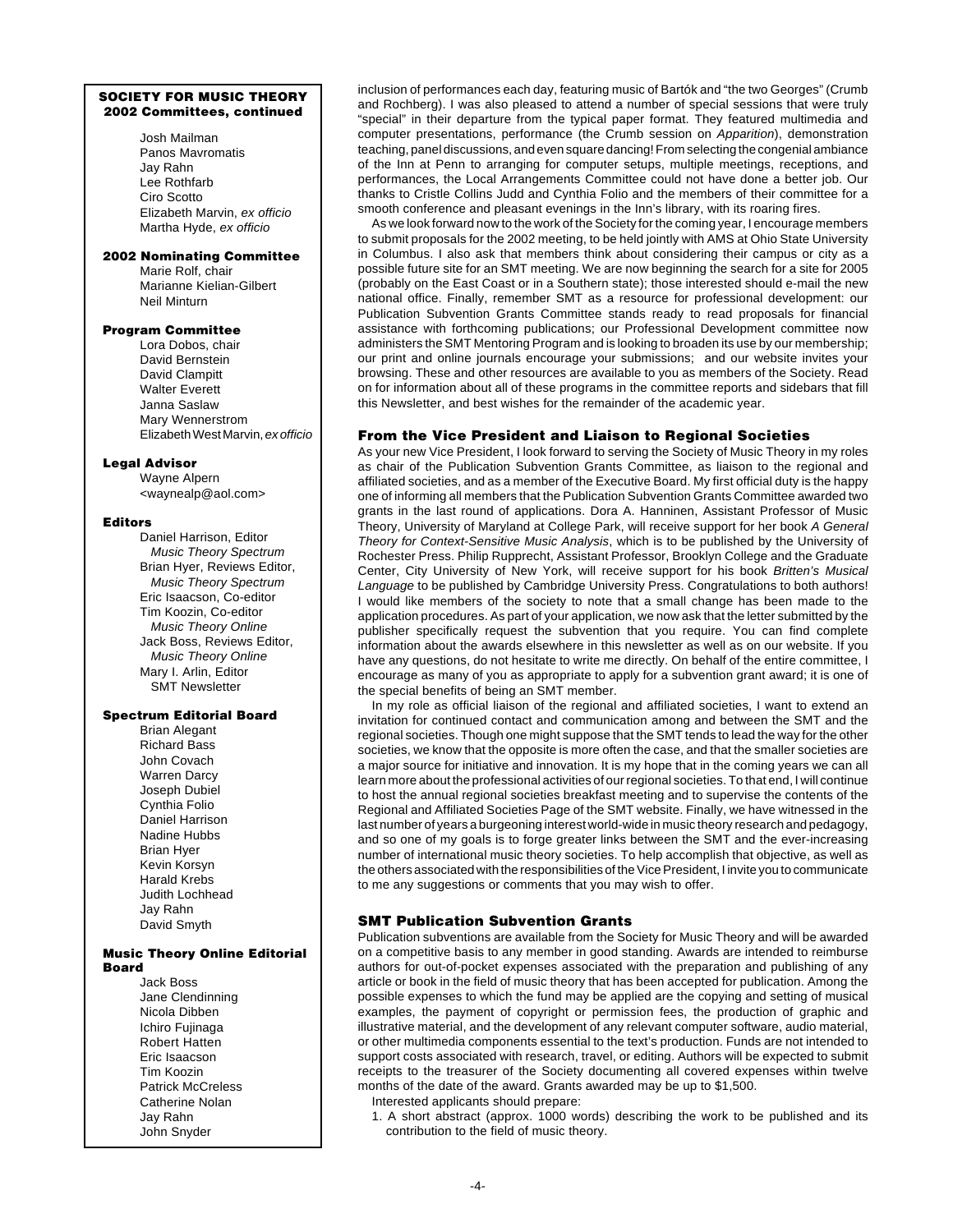### SOCIETY FOR MUSIC THEORY 2002 Committees, continued

Josh Mailman
Panos Mavromatis
Jay Rahn
Lee Rothfarb
Ciro Scotto
Elizabeth Marvin, *ex officio*
Martha Hyde, *ex officio*

#### 2002 Nominating Committee

Marie Rolf, chair
Marianne Kielian-Gilbert
Neil Minturn

#### Program Committee

Lora Dobos, chair
David Bernstein
David Clampitt
Walter Everett
Janna Saslaw
Mary Wennerstrom
Elizabeth West Marvin, *ex officio*

#### Legal Advisor

Wayne Alpern
<waynealp@aol.com>

#### Editors

Daniel Harrison, Editor
*Music Theory Spectrum*
Brian Hyer, Reviews Editor,
*Music Theory Spectrum*
Eric Isaacson, Co-editor
Tim Koozin, Co-editor
*Music Theory Online*
Jack Boss, Reviews Editor,
*Music Theory Online*
Mary I. Arlin, Editor
SMT Newsletter

#### Spectrum Editorial Board

Brian Alegant
Richard Bass
John Covach
Warren Darcy
Joseph Dubiel
Cynthia Folio
Daniel Harrison
Nadine Hubbs
Brian Hyer
Kevin Korsyn
Harald Krebs
Judith Lochhead
Jay Rahn
David Smyth

#### Music Theory Online Editorial Board

Jack Boss
Jane Clendinning
Nicola Dibben
Ichiro Fujinaga
Robert Hatten
Eric Isaacson
Tim Koozin
Patrick McCreless
Catherine Nolan
Jay Rahn
John Snyder

inclusion of performances each day, featuring music of Bartók and "the two Georges" (Crumb and Rochberg). I was also pleased to attend a number of special sessions that were truly "special" in their departure from the typical paper format. They featured multimedia and computer presentations, performance (the Crumb session on *Apparition*), demonstration teaching, panel discussions, and even square dancing! From selecting the congenial ambiance of the Inn at Penn to arranging for computer setups, multiple meetings, receptions, and performances, the Local Arrangements Committee could not have done a better job. Our thanks to Cristle Collins Judd and Cynthia Folio and the members of their committee for a smooth conference and pleasant evenings in the Inn's library, with its roaring fires.

As we look forward now to the work of the Society for the coming year, I encourage members to submit proposals for the 2002 meeting, to be held jointly with AMS at Ohio State University in Columbus. I also ask that members think about considering their campus or city as a possible future site for an SMT meeting. We are now beginning the search for a site for 2005 (probably on the East Coast or in a Southern state); those interested should e-mail the new national office. Finally, remember SMT as a resource for professional development: our Publication Subvention Grants Committee stands ready to read proposals for financial assistance with forthcoming publications; our Professional Development committee now administers the SMT Mentoring Program and is looking to broaden its use by our membership; our print and online journals encourage your submissions; and our website invites your browsing. These and other resources are available to you as members of the Society. Read on for information about all of these programs in the committee reports and sidebars that fill this Newsletter, and best wishes for the remainder of the academic year.

## From the Vice President and Liaison to Regional Societies

As your new Vice President, I look forward to serving the Society of Music Theory in my roles as chair of the Publication Subvention Grants Committee, as liaison to the regional and affiliated societies, and as a member of the Executive Board. My first official duty is the happy one of informing all members that the Publication Subvention Grants Committee awarded two grants in the last round of applications. Dora A. Hanninen, Assistant Professor of Music Theory, University of Maryland at College Park, will receive support for her book *A General Theory for Context-Sensitive Music Analysis*, which is to be published by the University of Rochester Press. Philip Rupprecht, Assistant Professor, Brooklyn College and the Graduate Center, City University of New York, will receive support for his book *Britten's Musical Language* to be published by Cambridge University Press. Congratulations to both authors! I would like members of the society to note that a small change has been made to the application procedures. As part of your application, we now ask that the letter submitted by the publisher specifically request the subvention that you require. You can find complete information about the awards elsewhere in this newsletter as well as on our website. If you have any questions, do not hesitate to write me directly. On behalf of the entire committee, I encourage as many of you as appropriate to apply for a subvention grant award; it is one of the special benefits of being an SMT member.

In my role as official liaison of the regional and affiliated societies, I want to extend an invitation for continued contact and communication among and between the SMT and the regional societies. Though one might suppose that the SMT tends to lead the way for the other societies, we know that the opposite is more often the case, and that the smaller societies are a major source for initiative and innovation. It is my hope that in the coming years we can all learn more about the professional activities of our regional societies. To that end, I will continue to host the annual regional societies breakfast meeting and to supervise the contents of the Regional and Affiliated Societies Page of the SMT website. Finally, we have witnessed in the last number of years a burgeoning interest world-wide in music theory research and pedagogy, and so one of my goals is to forge greater links between the SMT and the ever-increasing number of international music theory societies. To help accomplish that objective, as well as the others associated with the responsibilities of the Vice President, I invite you to communicate to me any suggestions or comments that you may wish to offer.

## SMT Publication Subvention Grants

Publication subventions are available from the Society for Music Theory and will be awarded on a competitive basis to any member in good standing. Awards are intended to reimburse authors for out-of-pocket expenses associated with the preparation and publishing of any article or book in the field of music theory that has been accepted for publication. Among the possible expenses to which the fund may be applied are the copying and setting of musical examples, the payment of copyright or permission fees, the production of graphic and illustrative material, and the development of any relevant computer software, audio material, or other multimedia components essential to the text's production. Funds are not intended to support costs associated with research, travel, or editing. Authors will be expected to submit receipts to the treasurer of the Society documenting all covered expenses within twelve months of the date of the award. Grants awarded may be up to $1,500.

Interested applicants should prepare:

1. A short abstract (approx. 1000 words) describing the work to be published and its contribution to the field of music theory.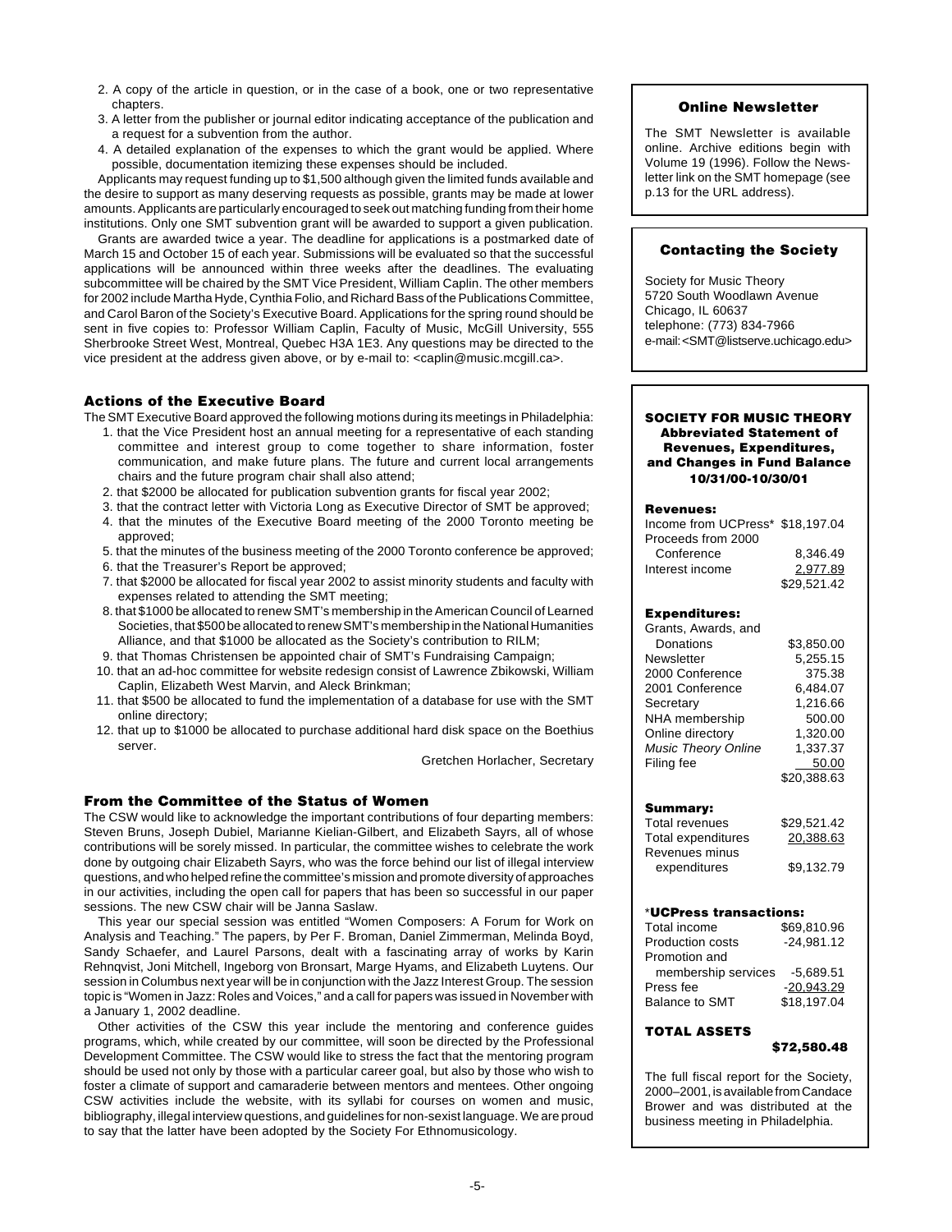2. A copy of the article in question, or in the case of a book, one or two representative chapters.
3. A letter from the publisher or journal editor indicating acceptance of the publication and a request for a subvention from the author.
4. A detailed explanation of the expenses to which the grant would be applied. Where possible, documentation itemizing these expenses should be included.

Applicants may request funding up to $1,500 although given the limited funds available and the desire to support as many deserving requests as possible, grants may be made at lower amounts. Applicants are particularly encouraged to seek out matching funding from their home institutions. Only one SMT subvention grant will be awarded to support a given publication.

Grants are awarded twice a year. The deadline for applications is a postmarked date of March 15 and October 15 of each year. Submissions will be evaluated so that the successful applications will be announced within three weeks after the deadlines. The evaluating subcommittee will be chaired by the SMT Vice President, William Caplin. The other members for 2002 include Martha Hyde, Cynthia Folio, and Richard Bass of the Publications Committee, and Carol Baron of the Society's Executive Board. Applications for the spring round should be sent in five copies to: Professor William Caplin, Faculty of Music, McGill University, 555 Sherbrooke Street West, Montreal, Quebec H3A 1E3. Any questions may be directed to the vice president at the address given above, or by e-mail to: <caplin@music.mcgill.ca>.

### Actions of the Executive Board

The SMT Executive Board approved the following motions during its meetings in Philadelphia:

1. that the Vice President host an annual meeting for a representative of each standing committee and interest group to come together to share information, foster communication, and make future plans. The future and current local arrangements chairs and the future program chair shall also attend;
2. that $2000 be allocated for publication subvention grants for fiscal year 2002;
3. that the contract letter with Victoria Long as Executive Director of SMT be approved;
4. that the minutes of the Executive Board meeting of the 2000 Toronto meeting be approved;
5. that the minutes of the business meeting of the 2000 Toronto conference be approved;
6. that the Treasurer's Report be approved;
7. that $2000 be allocated for fiscal year 2002 to assist minority students and faculty with expenses related to attending the SMT meeting;
8. that $1000 be allocated to renew SMT's membership in the American Council of Learned Societies, that $500 be allocated to renew SMT's membership in the National Humanities Alliance, and that $1000 be allocated as the Society's contribution to RILM;
9. that Thomas Christensen be appointed chair of SMT's Fundraising Campaign;
10. that an ad-hoc committee for website redesign consist of Lawrence Zbikowski, William Caplin, Elizabeth West Marvin, and Aleck Brinkman;
11. that $500 be allocated to fund the implementation of a database for use with the SMT online directory;
12. that up to $1000 be allocated to purchase additional hard disk space on the Boethius server.

Gretchen Horlacher, Secretary

### From the Committee of the Status of Women

The CSW would like to acknowledge the important contributions of four departing members: Steven Bruns, Joseph Dubiel, Marianne Kielian-Gilbert, and Elizabeth Sayrs, all of whose contributions will be sorely missed. In particular, the committee wishes to celebrate the work done by outgoing chair Elizabeth Sayrs, who was the force behind our list of illegal interview questions, and who helped refine the committee's mission and promote diversity of approaches in our activities, including the open call for papers that has been so successful in our paper sessions. The new CSW chair will be Janna Saslaw.

This year our special session was entitled "Women Composers: A Forum for Work on Analysis and Teaching." The papers, by Per F. Broman, Daniel Zimmerman, Melinda Boyd, Sandy Schaefer, and Laurel Parsons, dealt with a fascinating array of works by Karin Rehnqvist, Joni Mitchell, Ingeborg von Bronsart, Marge Hyams, and Elizabeth Luytens. Our session in Columbus next year will be in conjunction with the Jazz Interest Group. The session topic is "Women in Jazz: Roles and Voices," and a call for papers was issued in November with a January 1, 2002 deadline.

Other activities of the CSW this year include the mentoring and conference guides programs, which, while created by our committee, will soon be directed by the Professional Development Committee. The CSW would like to stress the fact that the mentoring program should be used not only by those with a particular career goal, but also by those who wish to foster a climate of support and camaraderie between mentors and mentees. Other ongoing CSW activities include the website, with its syllabi for courses on women and music, bibliography, illegal interview questions, and guidelines for non-sexist language. We are proud to say that the latter have been adopted by the Society For Ethnomusicology.

### Online Newsletter

The SMT Newsletter is available online. Archive editions begin with Volume 19 (1996). Follow the Newsletter link on the SMT homepage (see p.13 for the URL address).

### Contacting the Society

Society for Music Theory
5720 South Woodlawn Avenue
Chicago, IL 60637
telephone: (773) 834-7966
e-mail: <SMT@listserve.uchicago.edu>

### SOCIETY FOR MUSIC THEORY Abbreviated Statement of Revenues, Expenditures, and Changes in Fund Balance 10/31/00-10/30/01

**Revenues:**

| | |
|---|---|
| Income from UCPress* | $18,197.04 |
| Proceeds from 2000 Conference | 8,346.49 |
| Interest income | 2,977.89 |
| | $29,521.42 |

**Expenditures:**

| | |
|---|---|
| Grants, Awards, and Donations | $3,850.00 |
| Newsletter | 5,255.15 |
| 2000 Conference | 375.38 |
| 2001 Conference | 6,484.07 |
| Secretary | 1,216.66 |
| NHA membership | 500.00 |
| Online directory | 1,320.00 |
| *Music Theory Online* | 1,337.37 |
| Filing fee | 50.00 |
| | $20,388.63 |

**Summary:**

| | |
|---|---|
| Total revenues | $29,521.42 |
| Total expenditures | 20,388.63 |
| Revenues minus expenditures | $9,132.79 |

**\*UCPress transactions:**

| | |
|---|---|
| Total income | $69,810.96 |
| Production costs | -24,981.12 |
| Promotion and membership services | -5,689.51 |
| Press fee | -20,943.29 |
| Balance to SMT | $18,197.04 |

**TOTAL ASSETS** **$72,580.48**

The full fiscal report for the Society, 2000–2001, is available from Candace Brower and was distributed at the business meeting in Philadelphia.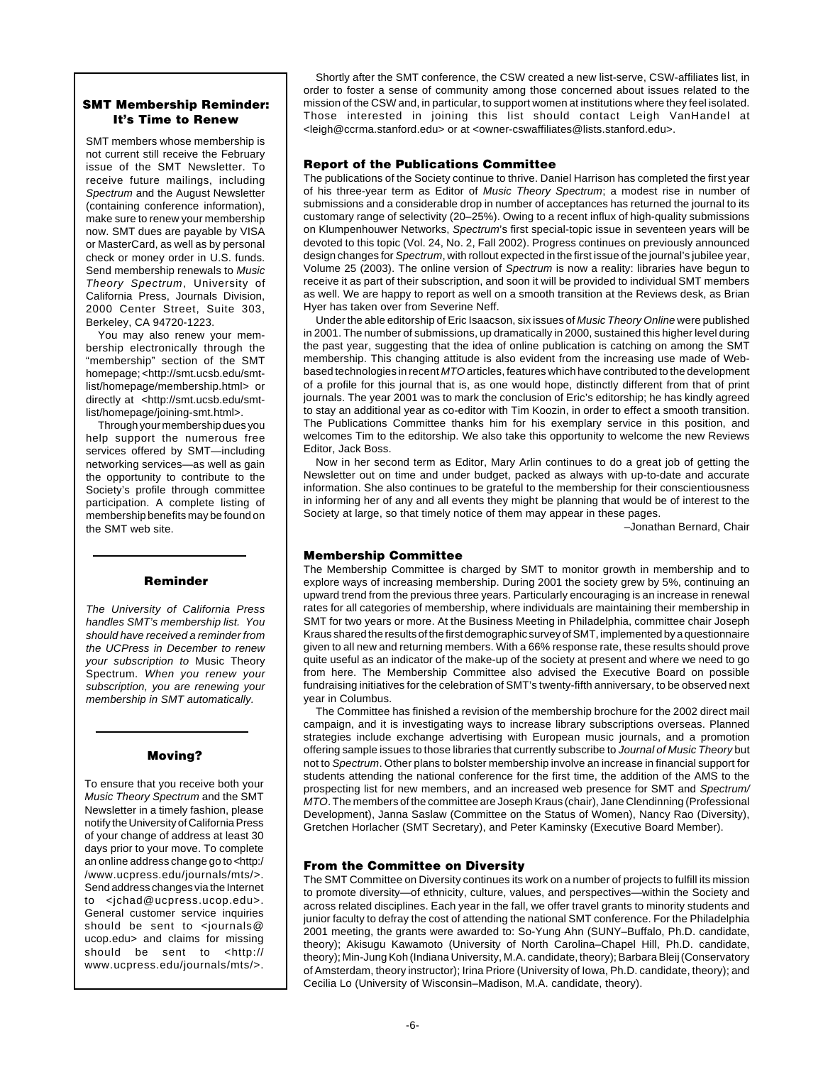### SMT Membership Reminder: It's Time to Renew

SMT members whose membership is not current still receive the February issue of the SMT Newsletter. To receive future mailings, including *Spectrum* and the August Newsletter (containing conference information), make sure to renew your membership now. SMT dues are payable by VISA or MasterCard, as well as by personal check or money order in U.S. funds. Send membership renewals to *Music Theory Spectrum*, University of California Press, Journals Division, 2000 Center Street, Suite 303, Berkeley, CA 94720-1223.

You may also renew your membership electronically through the "membership" section of the SMT homepage; <http://smt.ucsb.edu/smt-list/homepage/membership.html> or directly at <http://smt.ucsb.edu/smt-list/homepage/joining-smt.html>.

Through your membership dues you help support the numerous free services offered by SMT—including networking services—as well as gain the opportunity to contribute to the Society's profile through committee participation. A complete listing of membership benefits may be found on the SMT web site.

### Reminder

*The University of California Press handles SMT's membership list. You should have received a reminder from the UCPress in December to renew your subscription to* Music Theory Spectrum. *When you renew your subscription, you are renewing your membership in SMT automatically.*

### Moving?

To ensure that you receive both your *Music Theory Spectrum* and the SMT Newsletter in a timely fashion, please notify the University of California Press of your change of address at least 30 days prior to your move. To complete an online address change go to <http://www.ucpress.edu/journals/mts/>. Send address changes via the Internet to <jchad@ucpress.ucop.edu>. General customer service inquiries should be sent to <journals@ucop.edu> and claims for missing should be sent to <http://www.ucpress.edu/journals/mts/>.

Shortly after the SMT conference, the CSW created a new list-serve, CSW-affiliates list, in order to foster a sense of community among those concerned about issues related to the mission of the CSW and, in particular, to support women at institutions where they feel isolated. Those interested in joining this list should contact Leigh VanHandel at <leigh@ccrma.stanford.edu> or at <owner-cswaffiliates@lists.stanford.edu>.

### Report of the Publications Committee

The publications of the Society continue to thrive. Daniel Harrison has completed the first year of his three-year term as Editor of *Music Theory Spectrum*; a modest rise in number of submissions and a considerable drop in number of acceptances has returned the journal to its customary range of selectivity (20–25%). Owing to a recent influx of high-quality submissions on Klumpenhouwer Networks, *Spectrum*'s first special-topic issue in seventeen years will be devoted to this topic (Vol. 24, No. 2, Fall 2002). Progress continues on previously announced design changes for *Spectrum*, with rollout expected in the first issue of the journal's jubilee year, Volume 25 (2003). The online version of *Spectrum* is now a reality: libraries have begun to receive it as part of their subscription, and soon it will be provided to individual SMT members as well. We are happy to report as well on a smooth transition at the Reviews desk, as Brian Hyer has taken over from Severine Neff.

Under the able editorship of Eric Isaacson, six issues of *Music Theory Online* were published in 2001. The number of submissions, up dramatically in 2000, sustained this higher level during the past year, suggesting that the idea of online publication is catching on among the SMT membership. This changing attitude is also evident from the increasing use made of Web-based technologies in recent *MTO* articles, features which have contributed to the development of a profile for this journal that is, as one would hope, distinctly different from that of print journals. The year 2001 was to mark the conclusion of Eric's editorship; he has kindly agreed to stay an additional year as co-editor with Tim Koozin, in order to effect a smooth transition. The Publications Committee thanks him for his exemplary service in this position, and welcomes Tim to the editorship. We also take this opportunity to welcome the new Reviews Editor, Jack Boss.

Now in her second term as Editor, Mary Arlin continues to do a great job of getting the Newsletter out on time and under budget, packed as always with up-to-date and accurate information. She also continues to be grateful to the membership for their conscientiousness in informing her of any and all events they might be planning that would be of interest to the Society at large, so that timely notice of them may appear in these pages.

–Jonathan Bernard, Chair

### Membership Committee

The Membership Committee is charged by SMT to monitor growth in membership and to explore ways of increasing membership. During 2001 the society grew by 5%, continuing an upward trend from the previous three years. Particularly encouraging is an increase in renewal rates for all categories of membership, where individuals are maintaining their membership in SMT for two years or more. At the Business Meeting in Philadelphia, committee chair Joseph Kraus shared the results of the first demographic survey of SMT, implemented by a questionnaire given to all new and returning members. With a 66% response rate, these results should prove quite useful as an indicator of the make-up of the society at present and where we need to go from here. The Membership Committee also advised the Executive Board on possible fundraising initiatives for the celebration of SMT's twenty-fifth anniversary, to be observed next year in Columbus.

The Committee has finished a revision of the membership brochure for the 2002 direct mail campaign, and it is investigating ways to increase library subscriptions overseas. Planned strategies include exchange advertising with European music journals, and a promotion offering sample issues to those libraries that currently subscribe to *Journal of Music Theory* but not to *Spectrum*. Other plans to bolster membership involve an increase in financial support for students attending the national conference for the first time, the addition of the AMS to the prospecting list for new members, and an increased web presence for SMT and *Spectrum/MTO*. The members of the committee are Joseph Kraus (chair), Jane Clendinning (Professional Development), Janna Saslaw (Committee on the Status of Women), Nancy Rao (Diversity), Gretchen Horlacher (SMT Secretary), and Peter Kaminsky (Executive Board Member).

### From the Committee on Diversity

The SMT Committee on Diversity continues its work on a number of projects to fulfill its mission to promote diversity—of ethnicity, culture, values, and perspectives—within the Society and across related disciplines. Each year in the fall, we offer travel grants to minority students and junior faculty to defray the cost of attending the national SMT conference. For the Philadelphia 2001 meeting, the grants were awarded to: So-Yung Ahn (SUNY–Buffalo, Ph.D. candidate, theory); Akisugu Kawamoto (University of North Carolina–Chapel Hill, Ph.D. candidate, theory); Min-Jung Koh (Indiana University, M.A. candidate, theory); Barbara Bleij (Conservatory of Amsterdam, theory instructor); Irina Priore (University of Iowa, Ph.D. candidate, theory); and Cecilia Lo (University of Wisconsin–Madison, M.A. candidate, theory).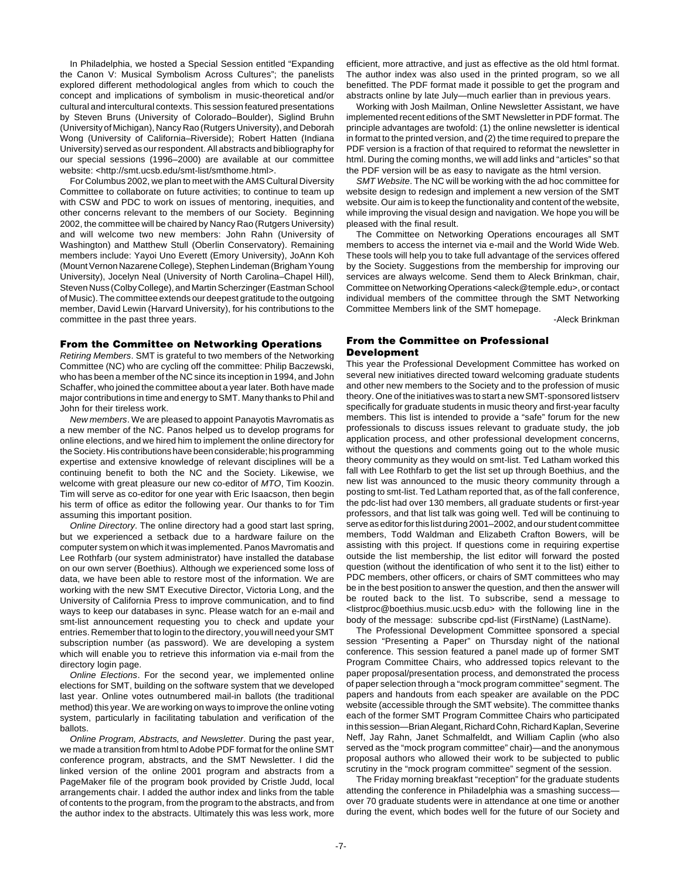In Philadelphia, we hosted a Special Session entitled "Expanding the Canon V: Musical Symbolism Across Cultures"; the panelists explored different methodological angles from which to couch the concept and implications of symbolism in music-theoretical and/or cultural and intercultural contexts. This session featured presentations by Steven Bruns (University of Colorado–Boulder), Siglind Bruhn (University of Michigan), Nancy Rao (Rutgers University), and Deborah Wong (University of California–Riverside); Robert Hatten (Indiana University) served as our respondent. All abstracts and bibliography for our special sessions (1996–2000) are available at our committee website: <http://smt.ucsb.edu/smt-list/smthome.html>.

For Columbus 2002, we plan to meet with the AMS Cultural Diversity Committee to collaborate on future activities; to continue to team up with CSW and PDC to work on issues of mentoring, inequities, and other concerns relevant to the members of our Society. Beginning 2002, the committee will be chaired by Nancy Rao (Rutgers University) and will welcome two new members: John Rahn (University of Washington) and Matthew Stull (Oberlin Conservatory). Remaining members include: Yayoi Uno Everett (Emory University), JoAnn Koh (Mount Vernon Nazarene College), Stephen Lindeman (Brigham Young University), Jocelyn Neal (University of North Carolina–Chapel Hill), Steven Nuss (Colby College), and Martin Scherzinger (Eastman School of Music). The committee extends our deepest gratitude to the outgoing member, David Lewin (Harvard University), for his contributions to the committee in the past three years.

### From the Committee on Networking Operations

*Retiring Members*. SMT is grateful to two members of the Networking Committee (NC) who are cycling off the committee: Philip Baczewski, who has been a member of the NC since its inception in 1994, and John Schaffer, who joined the committee about a year later. Both have made major contributions in time and energy to SMT. Many thanks to Phil and John for their tireless work.

*New members*. We are pleased to appoint Panayotis Mavromatis as a new member of the NC. Panos helped us to develop programs for online elections, and we hired him to implement the online directory for the Society. His contributions have been considerable; his programming expertise and extensive knowledge of relevant disciplines will be a continuing benefit to both the NC and the Society. Likewise, we welcome with great pleasure our new co-editor of *MTO*, Tim Koozin. Tim will serve as co-editor for one year with Eric Isaacson, then begin his term of office as editor the following year. Our thanks to for Tim assuming this important position.

*Online Directory*. The online directory had a good start last spring, but we experienced a setback due to a hardware failure on the computer system on which it was implemented. Panos Mavromatis and Lee Rothfarb (our system administrator) have installed the database on our own server (Boethius). Although we experienced some loss of data, we have been able to restore most of the information. We are working with the new SMT Executive Director, Victoria Long, and the University of California Press to improve communication, and to find ways to keep our databases in sync. Please watch for an e-mail and smt-list announcement requesting you to check and update your entries. Remember that to login to the directory, you will need your SMT subscription number (as password). We are developing a system which will enable you to retrieve this information via e-mail from the directory login page.

*Online Elections*. For the second year, we implemented online elections for SMT, building on the software system that we developed last year. Online votes outnumbered mail-in ballots (the traditional method) this year. We are working on ways to improve the online voting system, particularly in facilitating tabulation and verification of the ballots.

*Online Program, Abstracts, and Newsletter*. During the past year, we made a transition from html to Adobe PDF format for the online SMT conference program, abstracts, and the SMT Newsletter. I did the linked version of the online 2001 program and abstracts from a PageMaker file of the program book provided by Cristle Judd, local arrangements chair. I added the author index and links from the table of contents to the program, from the program to the abstracts, and from the author index to the abstracts. Ultimately this was less work, more efficient, more attractive, and just as effective as the old html format. The author index was also used in the printed program, so we all benefitted. The PDF format made it possible to get the program and abstracts online by late July—much earlier than in previous years.

Working with Josh Mailman, Online Newsletter Assistant, we have implemented recent editions of the SMT Newsletter in PDF format. The principle advantages are twofold: (1) the online newsletter is identical in format to the printed version, and (2) the time required to prepare the PDF version is a fraction of that required to reformat the newsletter in html. During the coming months, we will add links and "articles" so that the PDF version will be as easy to navigate as the html version.

*SMT Website*. The NC will be working with the ad hoc committee for website design to redesign and implement a new version of the SMT website. Our aim is to keep the functionality and content of the website, while improving the visual design and navigation. We hope you will be pleased with the final result.

The Committee on Networking Operations encourages all SMT members to access the internet via e-mail and the World Wide Web. These tools will help you to take full advantage of the services offered by the Society. Suggestions from the membership for improving our services are always welcome. Send them to Aleck Brinkman, chair, Committee on Networking Operations <aleck@temple.edu>, or contact individual members of the committee through the SMT Networking Committee Members link of the SMT homepage.

-Aleck Brinkman

### From the Committee on Professional Development

This year the Professional Development Committee has worked on several new initiatives directed toward welcoming graduate students and other new members to the Society and to the profession of music theory. One of the initiatives was to start a new SMT-sponsored listserv specifically for graduate students in music theory and first-year faculty members. This list is intended to provide a "safe" forum for the new professionals to discuss issues relevant to graduate study, the job application process, and other professional development concerns, without the questions and comments going out to the whole music theory community as they would on smt-list. Ted Latham worked this fall with Lee Rothfarb to get the list set up through Boethius, and the new list was announced to the music theory community through a posting to smt-list. Ted Latham reported that, as of the fall conference, the pdc-list had over 130 members, all graduate students or first-year professors, and that list talk was going well. Ted will be continuing to serve as editor for this list during 2001–2002, and our student committee members, Todd Waldman and Elizabeth Crafton Bowers, will be assisting with this project. If questions come in requiring expertise outside the list membership, the list editor will forward the posted question (without the identification of who sent it to the list) either to PDC members, other officers, or chairs of SMT committees who may be in the best position to answer the question, and then the answer will be routed back to the list. To subscribe, send a message to <listproc@boethius.music.ucsb.edu> with the following line in the body of the message: subscribe cpd-list (FirstName) (LastName).

The Professional Development Committee sponsored a special session "Presenting a Paper" on Thursday night of the national conference. This session featured a panel made up of former SMT Program Committee Chairs, who addressed topics relevant to the paper proposal/presentation process, and demonstrated the process of paper selection through a "mock program committee" segment. The papers and handouts from each speaker are available on the PDC website (accessible through the SMT website). The committee thanks each of the former SMT Program Committee Chairs who participated in this session—Brian Alegant, Richard Cohn, Richard Kaplan, Severine Neff, Jay Rahn, Janet Schmalfeldt, and William Caplin (who also served as the "mock program committee" chair)—and the anonymous proposal authors who allowed their work to be subjected to public scrutiny in the "mock program committee" segment of the session.

The Friday morning breakfast "reception" for the graduate students attending the conference in Philadelphia was a smashing success—over 70 graduate students were in attendance at one time or another during the event, which bodes well for the future of our Society and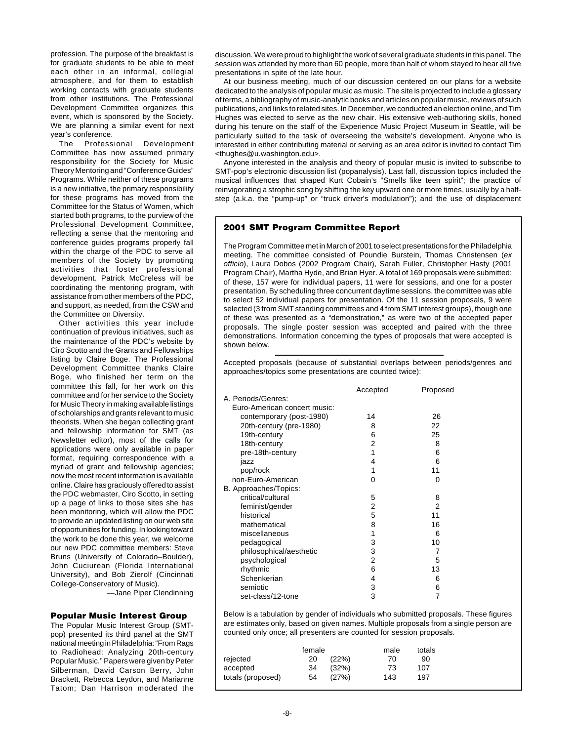profession. The purpose of the breakfast is for graduate students to be able to meet each other in an informal, collegial atmosphere, and for them to establish working contacts with graduate students from other institutions. The Professional Development Committee organizes this event, which is sponsored by the Society. We are planning a similar event for next year's conference.

The Professional Development Committee has now assumed primary responsibility for the Society for Music Theory Mentoring and "Conference Guides" Programs. While neither of these programs is a new initiative, the primary responsibility for these programs has moved from the Committee for the Status of Women, which started both programs, to the purview of the Professional Development Committee, reflecting a sense that the mentoring and conference guides programs properly fall within the charge of the PDC to serve all members of the Society by promoting activities that foster professional development. Patrick McCreless will be coordinating the mentoring program, with assistance from other members of the PDC, and support, as needed, from the CSW and the Committee on Diversity.

Other activities this year include continuation of previous initiatives, such as the maintenance of the PDC's website by Ciro Scotto and the Grants and Fellowships listing by Claire Boge. The Professional Development Committee thanks Claire Boge, who finished her term on the committee this fall, for her work on this committee and for her service to the Society for Music Theory in making available listings of scholarships and grants relevant to music theorists. When she began collecting grant and fellowship information for SMT (as Newsletter editor), most of the calls for applications were only available in paper format, requiring correspondence with a myriad of grant and fellowship agencies; now the most recent information is available online. Claire has graciously offered to assist the PDC webmaster, Ciro Scotto, in setting up a page of links to those sites she has been monitoring, which will allow the PDC to provide an updated listing on our web site of opportunities for funding. In looking toward the work to be done this year, we welcome our new PDC committee members: Steve Bruns (University of Colorado–Boulder), John Cuciurean (Florida International University), and Bob Zierolf (Cincinnati College-Conservatory of Music).

—Jane Piper Clendinning

## Popular Music Interest Group

The Popular Music Interest Group (SMT-pop) presented its third panel at the SMT national meeting in Philadelphia: "From Rags to Radiohead: Analyzing 20th-century Popular Music." Papers were given by Peter Silberman, David Carson Berry, John Brackett, Rebecca Leydon, and Marianne Tatom; Dan Harrison moderated the discussion. We were proud to highlight the work of several graduate students in this panel. The session was attended by more than 60 people, more than half of whom stayed to hear all five presentations in spite of the late hour.

At our business meeting, much of our discussion centered on our plans for a website dedicated to the analysis of popular music as music. The site is projected to include a glossary of terms, a bibliography of music-analytic books and articles on popular music, reviews of such publications, and links to related sites. In December, we conducted an election online, and Tim Hughes was elected to serve as the new chair. His extensive web-authoring skills, honed during his tenure on the staff of the Experience Music Project Museum in Seattle, will be particularly suited to the task of overseeing the website's development. Anyone who is interested in either contributing material or serving as an area editor is invited to contact Tim <thughes@u.washington.edu>.

Anyone interested in the analysis and theory of popular music is invited to subscribe to SMT-pop's electronic discussion list (popanalysis). Last fall, discussion topics included the musical influences that shaped Kurt Cobain's "Smells like teen spirit"; the practice of reinvigorating a strophic song by shifting the key upward one or more times, usually by a half-step (a.k.a. the "pump-up" or "truck driver's modulation"); and the use of displacement

## 2001 SMT Program Committee Report

The Program Committee met in March of 2001 to select presentations for the Philadelphia meeting. The committee consisted of Poundie Burstein, Thomas Christensen (*ex officio*), Laura Dobos (2002 Program Chair), Sarah Fuller, Christopher Hasty (2001 Program Chair), Martha Hyde, and Brian Hyer. A total of 169 proposals were submitted; of these, 157 were for individual papers, 11 were for sessions, and one for a poster presentation. By scheduling three concurrent daytime sessions, the committee was able to select 52 individual papers for presentation. Of the 11 session proposals, 9 were selected (3 from SMT standing committees and 4 from SMT interest groups), though one of these was presented as a "demonstration," as were two of the accepted paper proposals. The single poster session was accepted and paired with the three demonstrations. Information concerning the types of proposals that were accepted is shown below.

Accepted proposals (because of substantial overlaps between periods/genres and approaches/topics some presentations are counted twice):

| | Accepted | Proposed |
|---|---|---|
| A. Periods/Genres: | | |
| Euro-American concert music: | | |
| contemporary (post-1980) | 14 | 26 |
| 20th-century (pre-1980) | 8 | 22 |
| 19th-century | 6 | 25 |
| 18th-century | 2 | 8 |
| pre-18th-century | 1 | 6 |
| jazz | 4 | 6 |
| pop/rock | 1 | 11 |
| non-Euro-American | 0 | 0 |
| B. Approaches/Topics: | | |
| critical/cultural | 5 | 8 |
| feminist/gender | 2 | 2 |
| historical | 5 | 11 |
| mathematical | 8 | 16 |
| miscellaneous | 1 | 6 |
| pedagogical | 3 | 10 |
| philosophical/aesthetic | 3 | 7 |
| psychological | 2 | 5 |
| rhythmic | 6 | 13 |
| Schenkerian | 4 | 6 |
| semiotic | 3 | 6 |
| set-class/12-tone | 3 | 7 |

Below is a tabulation by gender of individuals who submitted proposals. These figures are estimates only, based on given names. Multiple proposals from a single person are counted only once; all presenters are counted for session proposals.

| | female | | male | totals |
|---|---|---|---|---|
| rejected | 20 | (22%) | 70 | 90 |
| accepted | 34 | (32%) | 73 | 107 |
| totals (proposed) | 54 | (27%) | 143 | 197 |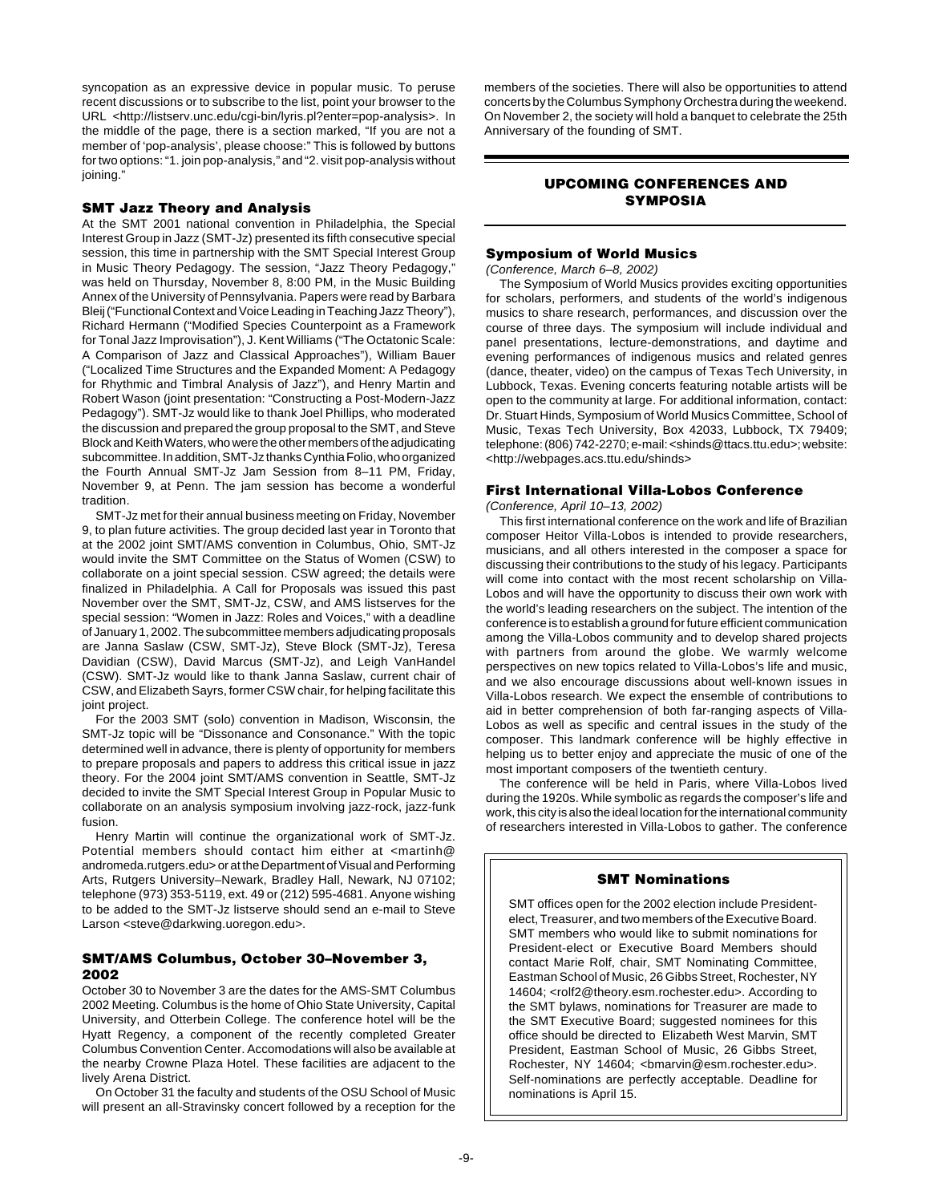syncopation as an expressive device in popular music. To peruse recent discussions or to subscribe to the list, point your browser to the URL <http://listserv.unc.edu/cgi-bin/lyris.pl?enter=pop-analysis>. In the middle of the page, there is a section marked, "If you are not a member of 'pop-analysis', please choose:" This is followed by buttons for two options: "1. join pop-analysis," and "2. visit pop-analysis without joining."

### SMT Jazz Theory and Analysis

At the SMT 2001 national convention in Philadelphia, the Special Interest Group in Jazz (SMT-Jz) presented its fifth consecutive special session, this time in partnership with the SMT Special Interest Group in Music Theory Pedagogy. The session, "Jazz Theory Pedagogy," was held on Thursday, November 8, 8:00 PM, in the Music Building Annex of the University of Pennsylvania. Papers were read by Barbara Bleij ("Functional Context and Voice Leading in Teaching Jazz Theory"), Richard Hermann ("Modified Species Counterpoint as a Framework for Tonal Jazz Improvisation"), J. Kent Williams ("The Octatonic Scale: A Comparison of Jazz and Classical Approaches"), William Bauer ("Localized Time Structures and the Expanded Moment: A Pedagogy for Rhythmic and Timbral Analysis of Jazz"), and Henry Martin and Robert Wason (joint presentation: "Constructing a Post-Modern-Jazz Pedagogy"). SMT-Jz would like to thank Joel Phillips, who moderated the discussion and prepared the group proposal to the SMT, and Steve Block and Keith Waters, who were the other members of the adjudicating subcommittee. In addition, SMT-Jz thanks Cynthia Folio, who organized the Fourth Annual SMT-Jz Jam Session from 8–11 PM, Friday, November 9, at Penn. The jam session has become a wonderful tradition.

SMT-Jz met for their annual business meeting on Friday, November 9, to plan future activities. The group decided last year in Toronto that at the 2002 joint SMT/AMS convention in Columbus, Ohio, SMT-Jz would invite the SMT Committee on the Status of Women (CSW) to collaborate on a joint special session. CSW agreed; the details were finalized in Philadelphia. A Call for Proposals was issued this past November over the SMT, SMT-Jz, CSW, and AMS listserves for the special session: "Women in Jazz: Roles and Voices," with a deadline of January 1, 2002. The subcommittee members adjudicating proposals are Janna Saslaw (CSW, SMT-Jz), Steve Block (SMT-Jz), Teresa Davidian (CSW), David Marcus (SMT-Jz), and Leigh VanHandel (CSW). SMT-Jz would like to thank Janna Saslaw, current chair of CSW, and Elizabeth Sayrs, former CSW chair, for helping facilitate this joint project.

For the 2003 SMT (solo) convention in Madison, Wisconsin, the SMT-Jz topic will be "Dissonance and Consonance." With the topic determined well in advance, there is plenty of opportunity for members to prepare proposals and papers to address this critical issue in jazz theory. For the 2004 joint SMT/AMS convention in Seattle, SMT-Jz decided to invite the SMT Special Interest Group in Popular Music to collaborate on an analysis symposium involving jazz-rock, jazz-funk fusion.

Henry Martin will continue the organizational work of SMT-Jz. Potential members should contact him either at <martinh@andromeda.rutgers.edu> or at the Department of Visual and Performing Arts, Rutgers University–Newark, Bradley Hall, Newark, NJ 07102; telephone (973) 353-5119, ext. 49 or (212) 595-4681. Anyone wishing to be added to the SMT-Jz listserve should send an e-mail to Steve Larson <steve@darkwing.uoregon.edu>.

### SMT/AMS Columbus, October 30–November 3, 2002

October 30 to November 3 are the dates for the AMS-SMT Columbus 2002 Meeting. Columbus is the home of Ohio State University, Capital University, and Otterbein College. The conference hotel will be the Hyatt Regency, a component of the recently completed Greater Columbus Convention Center. Accomodations will also be available at the nearby Crowne Plaza Hotel. These facilities are adjacent to the lively Arena District.

On October 31 the faculty and students of the OSU School of Music will present an all-Stravinsky concert followed by a reception for the members of the societies. There will also be opportunities to attend concerts by the Columbus Symphony Orchestra during the weekend. On November 2, the society will hold a banquet to celebrate the 25th Anniversary of the founding of SMT.

## UPCOMING CONFERENCES AND SYMPOSIA

### Symposium of World Musics

*(Conference, March 6–8, 2002)*

The Symposium of World Musics provides exciting opportunities for scholars, performers, and students of the world's indigenous musics to share research, performances, and discussion over the course of three days. The symposium will include individual and panel presentations, lecture-demonstrations, and daytime and evening performances of indigenous musics and related genres (dance, theater, video) on the campus of Texas Tech University, in Lubbock, Texas. Evening concerts featuring notable artists will be open to the community at large. For additional information, contact: Dr. Stuart Hinds, Symposium of World Musics Committee, School of Music, Texas Tech University, Box 42033, Lubbock, TX 79409; telephone: (806) 742-2270; e-mail: <shinds@ttacs.ttu.edu>; website: <http://webpages.acs.ttu.edu/shinds>

### First International Villa-Lobos Conference

*(Conference, April 10–13, 2002)*

This first international conference on the work and life of Brazilian composer Heitor Villa-Lobos is intended to provide researchers, musicians, and all others interested in the composer a space for discussing their contributions to the study of his legacy. Participants will come into contact with the most recent scholarship on Villa-Lobos and will have the opportunity to discuss their own work with the world's leading researchers on the subject. The intention of the conference is to establish a ground for future efficient communication among the Villa-Lobos community and to develop shared projects with partners from around the globe. We warmly welcome perspectives on new topics related to Villa-Lobos's life and music, and we also encourage discussions about well-known issues in Villa-Lobos research. We expect the ensemble of contributions to aid in better comprehension of both far-ranging aspects of Villa-Lobos as well as specific and central issues in the study of the composer. This landmark conference will be highly effective in helping us to better enjoy and appreciate the music of one of the most important composers of the twentieth century.

The conference will be held in Paris, where Villa-Lobos lived during the 1920s. While symbolic as regards the composer's life and work, this city is also the ideal location for the international community of researchers interested in Villa-Lobos to gather. The conference

### SMT Nominations

SMT offices open for the 2002 election include President-elect, Treasurer, and two members of the Executive Board. SMT members who would like to submit nominations for President-elect or Executive Board Members should contact Marie Rolf, chair, SMT Nominating Committee, Eastman School of Music, 26 Gibbs Street, Rochester, NY 14604; <rolf2@theory.esm.rochester.edu>. According to the SMT bylaws, nominations for Treasurer are made to the SMT Executive Board; suggested nominees for this office should be directed to Elizabeth West Marvin, SMT President, Eastman School of Music, 26 Gibbs Street, Rochester, NY 14604; <bmarvin@esm.rochester.edu>. Self-nominations are perfectly acceptable. Deadline for nominations is April 15.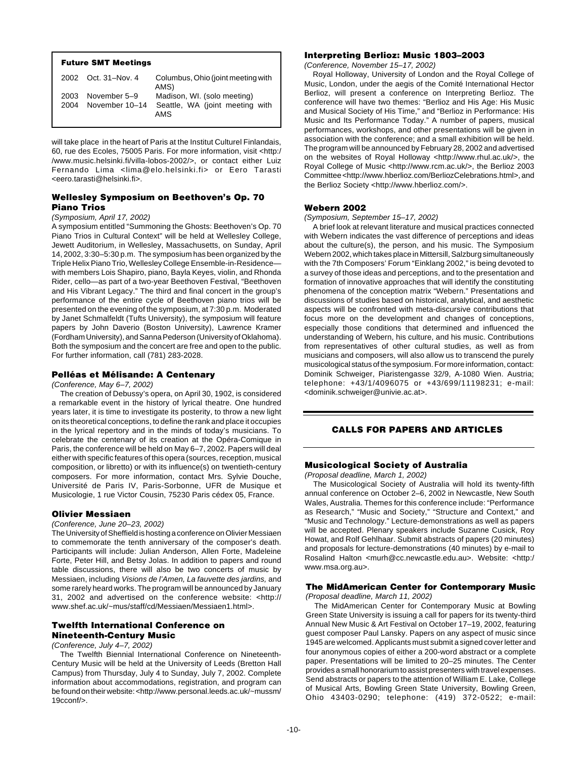### Future SMT Meetings

| | | |
|---|---|---|
| 2002 | Oct. 31–Nov. 4 | Columbus, Ohio (joint meeting with AMS) |
| 2003 | November 5–9 | Madison, WI. (solo meeting) |
| 2004 | November 10–14 | Seattle, WA (joint meeting with AMS |

will take place in the heart of Paris at the Institut Culturel Finlandais, 60, rue des Ecoles, 75005 Paris. For more information, visit <http://www.music.helsinki.fi/villa-lobos-2002/>, or contact either Luiz Fernando Lima <lima@elo.helsinki.fi> or Eero Tarasti <eero.tarasti@helsinki.fi>.

### Wellesley Symposium on Beethoven's Op. 70 Piano Trios

*(Symposium, April 17, 2002)*

A symposium entitled "Summoning the Ghosts: Beethoven's Op. 70 Piano Trios in Cultural Context" will be held at Wellesley College, Jewett Auditorium, in Wellesley, Massachusetts, on Sunday, April 14, 2002, 3:30–5:30 p.m. The symposium has been organized by the Triple Helix Piano Trio, Wellesley College Ensemble-in-Residence—with members Lois Shapiro, piano, Bayla Keyes, violin, and Rhonda Rider, cello—as part of a two-year Beethoven Festival, "Beethoven and His Vibrant Legacy." The third and final concert in the group's performance of the entire cycle of Beethoven piano trios will be presented on the evening of the symposium, at 7:30 p.m. Moderated by Janet Schmalfeldt (Tufts University), the symposium will feature papers by John Daverio (Boston University), Lawrence Kramer (Fordham University), and Sanna Pederson (University of Oklahoma). Both the symposium and the concert are free and open to the public. For further information, call (781) 283-2028.

### Pelléas et Mélisande: A Centenary

*(Conference, May 6–7, 2002)*

The creation of Debussy's opera, on April 30, 1902, is considered a remarkable event in the history of lyrical theatre. One hundred years later, it is time to investigate its posterity, to throw a new light on its theoretical conceptions, to define the rank and place it occupies in the lyrical repertory and in the minds of today's musicians. To celebrate the centenary of its creation at the Opéra-Comique in Paris, the conference will be held on May 6–7, 2002. Papers will deal either with specific features of this opera (sources, reception, musical composition, or libretto) or with its influence(s) on twentieth-century composers. For more information, contact Mrs. Sylvie Douche, Université de Paris IV, Paris-Sorbonne, UFR de Musique et Musicologie, 1 rue Victor Cousin, 75230 Paris cédex 05, France.

### Olivier Messiaen

*(Conference, June 20–23, 2002)*

The University of Sheffield is hosting a conference on Olivier Messiaen to commemorate the tenth anniversary of the composer's death. Participants will include: Julian Anderson, Allen Forte, Madeleine Forte, Peter Hill, and Betsy Jolas. In addition to papers and round table discussions, there will also be two concerts of music by Messiaen, including *Visions de l'Amen, La fauvette des jardins,* and some rarely heard works. The program will be announced by January 31, 2002 and advertised on the conference website: <http://www.shef.ac.uk/~mus/staff/cd/Messiaen/Messiaen1.html>.

### Twelfth International Conference on Nineteenth-Century Music

*(Conference, July 4–7, 2002)*

The Twelfth Biennial International Conference on Nineteenth-Century Music will be held at the University of Leeds (Bretton Hall Campus) from Thursday, July 4 to Sunday, July 7, 2002. Complete information about accommodations, registration, and program can be found on their website: <http://www.personal.leeds.ac.uk/~mussm/19cconf/>.

### Interpreting Berlioz: Music 1803–2003

*(Conference, November 15–17, 2002)*

Royal Holloway, University of London and the Royal College of Music, London, under the aegis of the Comité International Hector Berlioz, will present a conference on Interpreting Berlioz. The conference will have two themes: "Berlioz and His Age: His Music and Musical Society of His Time," and "Berlioz in Performance: His Music and Its Performance Today." A number of papers, musical performances, workshops, and other presentations will be given in association with the conference; and a small exhibition will be held. The program will be announced by February 28, 2002 and advertised on the websites of Royal Holloway <http://www.rhul.ac.uk/>, the Royal College of Music <http://www.rcm.ac.uk/>, the Berlioz 2003 Committee <http://www.hberlioz.com/BerliozCelebrations.html>, and the Berlioz Society <http://www.hberlioz.com/>.

### Webern 2002

*(Symposium, September 15–17, 2002)*

A brief look at relevant literature and musical practices connected with Webern indicates the vast difference of perceptions and ideas about the culture(s), the person, and his music. The Symposium Webern 2002, which takes place in Mittersill, Salzburg simultaneously with the 7th Composers' Forum "Einklang 2002," is being devoted to a survey of those ideas and perceptions, and to the presentation and formation of innovative approaches that will identify the constituting phenomena of the conception matrix "Webern." Presentations and discussions of studies based on historical, analytical, and aesthetic aspects will be confronted with meta-discursive contributions that focus more on the development and changes of conceptions, especially those conditions that determined and influenced the understanding of Webern, his culture, and his music. Contributions from representatives of other cultural studies, as well as from musicians and composers, will also allow us to transcend the purely musicological status of the symposium. For more information, contact: Dominik Schweiger, Piaristengasse 32/9, A-1080 Wien. Austria; telephone: +43/1/4096075 or +43/699/11198231; e-mail: <dominik.schweiger@univie.ac.at>.

## CALLS FOR PAPERS AND ARTICLES

### Musicological Society of Australia

*(Proposal deadline, March 1, 2002)*

The Musicological Society of Australia will hold its twenty-fifth annual conference on October 2–6, 2002 in Newcastle, New South Wales, Australia. Themes for this conference include: "Performance as Research," "Music and Society," "Structure and Context," and "Music and Technology." Lecture-demonstrations as well as papers will be accepted. Plenary speakers include Suzanne Cusick, Roy Howat, and Rolf Gehlhaar. Submit abstracts of papers (20 minutes) and proposals for lecture-demonstrations (40 minutes) by e-mail to Rosalind Halton <murh@cc.newcastle.edu.au>. Website: <http://www.msa.org.au>.

### The MidAmerican Center for Contemporary Music

*(Proposal deadline, March 11, 2002)*

The MidAmerican Center for Contemporary Music at Bowling Green State University is issuing a call for papers for its twenty-third Annual New Music & Art Festival on October 17–19, 2002, featuring guest composer Paul Lansky. Papers on any aspect of music since 1945 are welcomed. Applicants must submit a signed cover letter and four anonymous copies of either a 200-word abstract or a complete paper. Presentations will be limited to 20–25 minutes. The Center provides a small honorarium to assist presenters with travel expenses. Send abstracts or papers to the attention of William E. Lake, College of Musical Arts, Bowling Green State University, Bowling Green, Ohio 43403-0290; telephone: (419) 372-0522; e-mail: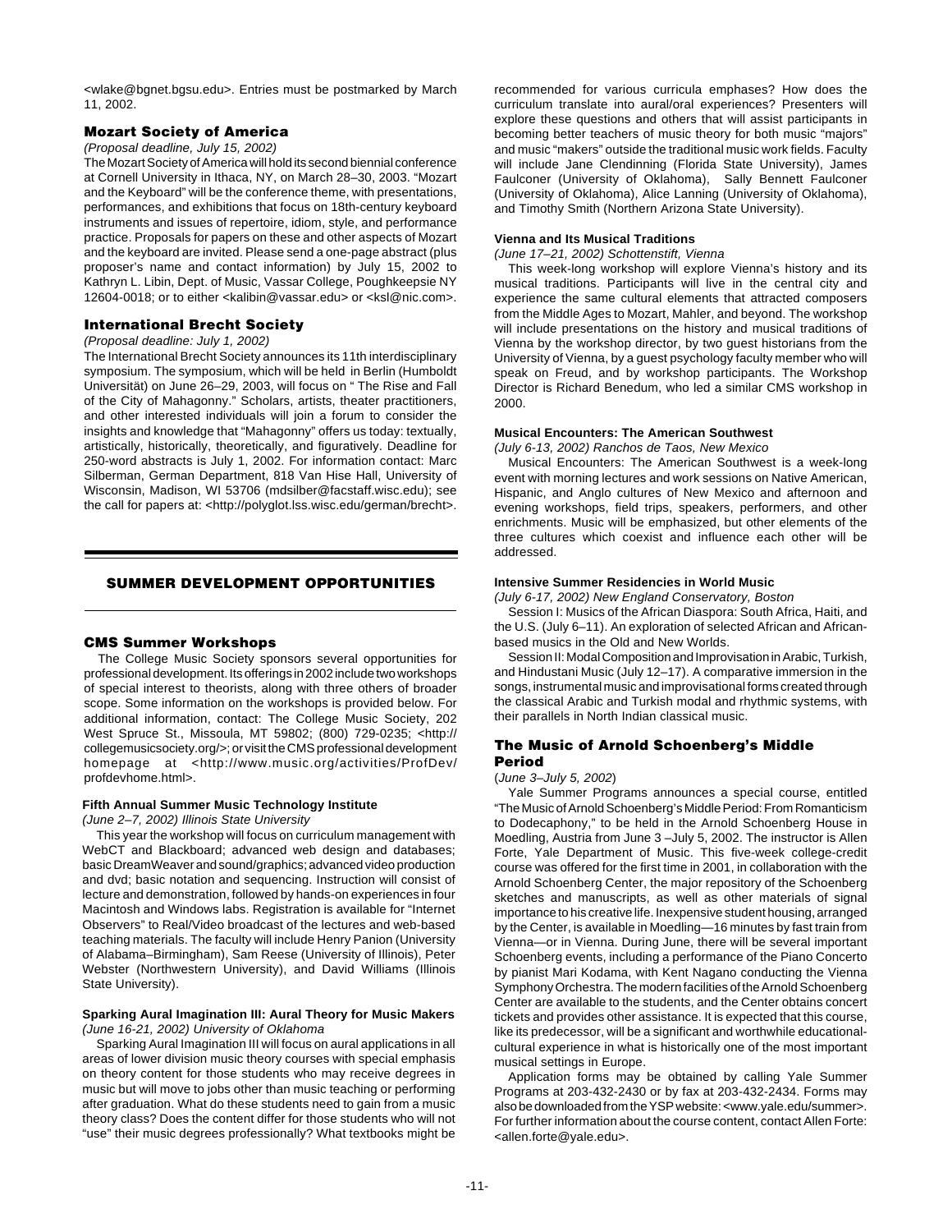<wlake@bgnet.bgsu.edu>. Entries must be postmarked by March 11, 2002.

### Mozart Society of America

*(Proposal deadline, July 15, 2002)*

The Mozart Society of America will hold its second biennial conference at Cornell University in Ithaca, NY, on March 28–30, 2003. "Mozart and the Keyboard" will be the conference theme, with presentations, performances, and exhibitions that focus on 18th-century keyboard instruments and issues of repertoire, idiom, style, and performance practice. Proposals for papers on these and other aspects of Mozart and the keyboard are invited. Please send a one-page abstract (plus proposer's name and contact information) by July 15, 2002 to Kathryn L. Libin, Dept. of Music, Vassar College, Poughkeepsie NY 12604-0018; or to either <kalibin@vassar.edu> or <ksl@nic.com>.

### International Brecht Society

*(Proposal deadline: July 1, 2002)*

The International Brecht Society announces its 11th interdisciplinary symposium. The symposium, which will be held in Berlin (Humboldt Universität) on June 26–29, 2003, will focus on " The Rise and Fall of the City of Mahagonny." Scholars, artists, theater practitioners, and other interested individuals will join a forum to consider the insights and knowledge that "Mahagonny" offers us today: textually, artistically, historically, theoretically, and figuratively. Deadline for 250-word abstracts is July 1, 2002. For information contact: Marc Silberman, German Department, 818 Van Hise Hall, University of Wisconsin, Madison, WI 53706 (mdsilber@facstaff.wisc.edu); see the call for papers at: <http://polyglot.lss.wisc.edu/german/brecht>.

## SUMMER DEVELOPMENT OPPORTUNITIES

### CMS Summer Workshops

The College Music Society sponsors several opportunities for professional development. Its offerings in 2002 include two workshops of special interest to theorists, along with three others of broader scope. Some information on the workshops is provided below. For additional information, contact: The College Music Society, 202 West Spruce St., Missoula, MT 59802; (800) 729-0235; <http://collegemusicsociety.org/>; or visit the CMS professional development homepage at <http://www.music.org/activities/ProfDev/profdevhome.html>.

#### Fifth Annual Summer Music Technology Institute

*(June 2–7, 2002) Illinois State University*

This year the workshop will focus on curriculum management with WebCT and Blackboard; advanced web design and databases; basic DreamWeaver and sound/graphics; advanced video production and dvd; basic notation and sequencing. Instruction will consist of lecture and demonstration, followed by hands-on experiences in four Macintosh and Windows labs. Registration is available for "Internet Observers" to Real/Video broadcast of the lectures and web-based teaching materials. The faculty will include Henry Panion (University of Alabama–Birmingham), Sam Reese (University of Illinois), Peter Webster (Northwestern University), and David Williams (Illinois State University).

#### Sparking Aural Imagination III: Aural Theory for Music Makers

*(June 16-21, 2002) University of Oklahoma*

Sparking Aural Imagination III will focus on aural applications in all areas of lower division music theory courses with special emphasis on theory content for those students who may receive degrees in music but will move to jobs other than music teaching or performing after graduation. What do these students need to gain from a music theory class? Does the content differ for those students who will not "use" their music degrees professionally? What textbooks might be recommended for various curricula emphases? How does the curriculum translate into aural/oral experiences? Presenters will explore these questions and others that will assist participants in becoming better teachers of music theory for both music "majors" and music "makers" outside the traditional music work fields. Faculty will include Jane Clendinning (Florida State University), James Faulconer (University of Oklahoma), Sally Bennett Faulconer (University of Oklahoma), Alice Lanning (University of Oklahoma), and Timothy Smith (Northern Arizona State University).

#### Vienna and Its Musical Traditions

*(June 17–21, 2002) Schottenstift, Vienna*

This week-long workshop will explore Vienna's history and its musical traditions. Participants will live in the central city and experience the same cultural elements that attracted composers from the Middle Ages to Mozart, Mahler, and beyond. The workshop will include presentations on the history and musical traditions of Vienna by the workshop director, by two guest historians from the University of Vienna, by a guest psychology faculty member who will speak on Freud, and by workshop participants. The Workshop Director is Richard Benedum, who led a similar CMS workshop in 2000.

#### Musical Encounters: The American Southwest

*(July 6-13, 2002) Ranchos de Taos, New Mexico*

Musical Encounters: The American Southwest is a week-long event with morning lectures and work sessions on Native American, Hispanic, and Anglo cultures of New Mexico and afternoon and evening workshops, field trips, speakers, performers, and other enrichments. Music will be emphasized, but other elements of the three cultures which coexist and influence each other will be addressed.

#### Intensive Summer Residencies in World Music

*(July 6-17, 2002) New England Conservatory, Boston*

Session I: Musics of the African Diaspora: South Africa, Haiti, and the U.S. (July 6–11). An exploration of selected African and African-based musics in the Old and New Worlds.

Session II: Modal Composition and Improvisation in Arabic, Turkish, and Hindustani Music (July 12–17). A comparative immersion in the songs, instrumental music and improvisational forms created through the classical Arabic and Turkish modal and rhythmic systems, with their parallels in North Indian classical music.

### The Music of Arnold Schoenberg's Middle Period

(*June 3–July 5, 2002*)

Yale Summer Programs announces a special course, entitled "The Music of Arnold Schoenberg's Middle Period: From Romanticism to Dodecaphony," to be held in the Arnold Schoenberg House in Moedling, Austria from June 3 –July 5, 2002. The instructor is Allen Forte, Yale Department of Music. This five-week college-credit course was offered for the first time in 2001, in collaboration with the Arnold Schoenberg Center, the major repository of the Schoenberg sketches and manuscripts, as well as other materials of signal importance to his creative life. Inexpensive student housing, arranged by the Center, is available in Moedling—16 minutes by fast train from Vienna—or in Vienna. During June, there will be several important Schoenberg events, including a performance of the Piano Concerto by pianist Mari Kodama, with Kent Nagano conducting the Vienna Symphony Orchestra. The modern facilities of the Arnold Schoenberg Center are available to the students, and the Center obtains concert tickets and provides other assistance. It is expected that this course, like its predecessor, will be a significant and worthwhile educational-cultural experience in what is historically one of the most important musical settings in Europe.

Application forms may be obtained by calling Yale Summer Programs at 203-432-2430 or by fax at 203-432-2434. Forms may also be downloaded from the YSP website: <www.yale.edu/summer>. For further information about the course content, contact Allen Forte: <allen.forte@yale.edu>.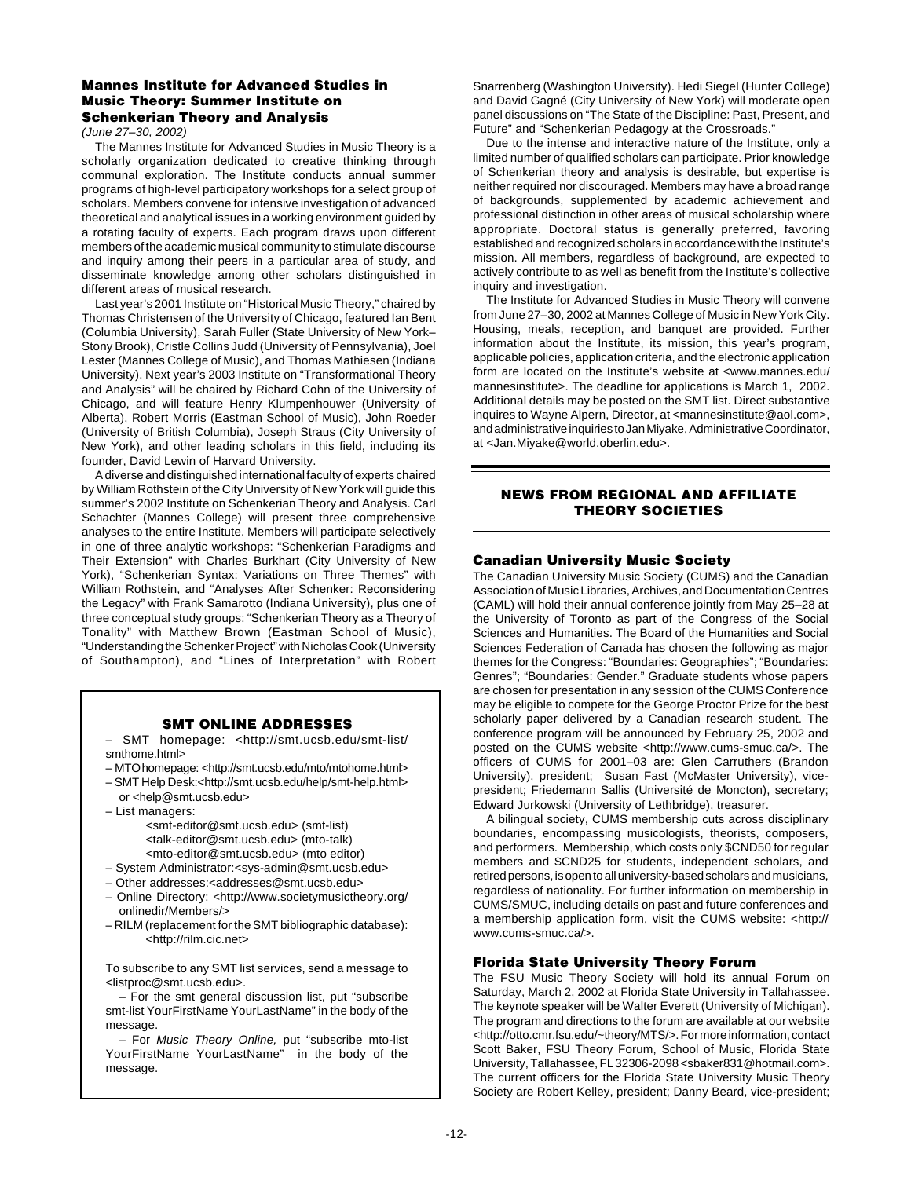### Mannes Institute for Advanced Studies in Music Theory: Summer Institute on Schenkerian Theory and Analysis

*(June 27–30, 2002)*

The Mannes Institute for Advanced Studies in Music Theory is a scholarly organization dedicated to creative thinking through communal exploration. The Institute conducts annual summer programs of high-level participatory workshops for a select group of scholars. Members convene for intensive investigation of advanced theoretical and analytical issues in a working environment guided by a rotating faculty of experts. Each program draws upon different members of the academic musical community to stimulate discourse and inquiry among their peers in a particular area of study, and disseminate knowledge among other scholars distinguished in different areas of musical research.

Last year's 2001 Institute on "Historical Music Theory," chaired by Thomas Christensen of the University of Chicago, featured Ian Bent (Columbia University), Sarah Fuller (State University of New York–Stony Brook), Cristle Collins Judd (University of Pennsylvania), Joel Lester (Mannes College of Music), and Thomas Mathiesen (Indiana University). Next year's 2003 Institute on "Transformational Theory and Analysis" will be chaired by Richard Cohn of the University of Chicago, and will feature Henry Klumpenhouwer (University of Alberta), Robert Morris (Eastman School of Music), John Roeder (University of British Columbia), Joseph Straus (City University of New York), and other leading scholars in this field, including its founder, David Lewin of Harvard University.

A diverse and distinguished international faculty of experts chaired by William Rothstein of the City University of New York will guide this summer's 2002 Institute on Schenkerian Theory and Analysis. Carl Schachter (Mannes College) will present three comprehensive analyses to the entire Institute. Members will participate selectively in one of three analytic workshops: "Schenkerian Paradigms and Their Extension" with Charles Burkhart (City University of New York), "Schenkerian Syntax: Variations on Three Themes" with William Rothstein, and "Analyses After Schenker: Reconsidering the Legacy" with Frank Samarotto (Indiana University), plus one of three conceptual study groups: "Schenkerian Theory as a Theory of Tonality" with Matthew Brown (Eastman School of Music), "Understanding the Schenker Project" with Nicholas Cook (University of Southampton), and "Lines of Interpretation" with Robert Snarrenberg (Washington University). Hedi Siegel (Hunter College) and David Gagné (City University of New York) will moderate open panel discussions on "The State of the Discipline: Past, Present, and Future" and "Schenkerian Pedagogy at the Crossroads."

Due to the intense and interactive nature of the Institute, only a limited number of qualified scholars can participate. Prior knowledge of Schenkerian theory and analysis is desirable, but expertise is neither required nor discouraged. Members may have a broad range of backgrounds, supplemented by academic achievement and professional distinction in other areas of musical scholarship where appropriate. Doctoral status is generally preferred, favoring established and recognized scholars in accordance with the Institute's mission. All members, regardless of background, are expected to actively contribute to as well as benefit from the Institute's collective inquiry and investigation.

The Institute for Advanced Studies in Music Theory will convene from June 27–30, 2002 at Mannes College of Music in New York City. Housing, meals, reception, and banquet are provided. Further information about the Institute, its mission, this year's program, applicable policies, application criteria, and the electronic application form are located on the Institute's website at <www.mannes.edu/mannesinstitute>. The deadline for applications is March 1, 2002. Additional details may be posted on the SMT list. Direct substantive inquires to Wayne Alpern, Director, at <mannesinstitute@aol.com>, and administrative inquiries to Jan Miyake, Administrative Coordinator, at <Jan.Miyake@world.oberlin.edu>.

---

#### SMT ONLINE ADDRESSES

– SMT homepage: <http://smt.ucsb.edu/smt-list/smthome.html>
– MTO homepage: <http://smt.ucsb.edu/mto/mtohome.html>
– SMT Help Desk:<http://smt.ucsb.edu/help/smt-help.html> or <help@smt.ucsb.edu>
– List managers:
  <smt-editor@smt.ucsb.edu> (smt-list)
  <talk-editor@smt.ucsb.edu> (mto-talk)
  <mto-editor@smt.ucsb.edu> (mto editor)
– System Administrator:<sys-admin@smt.ucsb.edu>
– Other addresses:<addresses@smt.ucsb.edu>
– Online Directory: <http://www.societymusictheory.org/onlinedir/Members/>
– RILM (replacement for the SMT bibliographic database): <http://rilm.cic.net>

To subscribe to any SMT list services, send a message to <listproc@smt.ucsb.edu>.

– For the smt general discussion list, put "subscribe smt-list YourFirstName YourLastName" in the body of the message.

– For *Music Theory Online,* put "subscribe mto-list YourFirstName YourLastName" in the body of the message.

---

## NEWS FROM REGIONAL AND AFFILIATE THEORY SOCIETIES

### Canadian University Music Society

The Canadian University Music Society (CUMS) and the Canadian Association of Music Libraries, Archives, and Documentation Centres (CAML) will hold their annual conference jointly from May 25–28 at the University of Toronto as part of the Congress of the Social Sciences and Humanities. The Board of the Humanities and Social Sciences Federation of Canada has chosen the following as major themes for the Congress: "Boundaries: Geographies"; "Boundaries: Genres"; "Boundaries: Gender." Graduate students whose papers are chosen for presentation in any session of the CUMS Conference may be eligible to compete for the George Proctor Prize for the best scholarly paper delivered by a Canadian research student. The conference program will be announced by February 25, 2002 and posted on the CUMS website <http://www.cums-smuc.ca/>. The officers of CUMS for 2001–03 are: Glen Carruthers (Brandon University), president; Susan Fast (McMaster University), vice-president; Friedemann Sallis (Université de Moncton), secretary; Edward Jurkowski (University of Lethbridge), treasurer.

A bilingual society, CUMS membership cuts across disciplinary boundaries, encompassing musicologists, theorists, composers, and performers. Membership, which costs only $CND50 for regular members and $CND25 for students, independent scholars, and retired persons, is open to all university-based scholars and musicians, regardless of nationality. For further information on membership in CUMS/SMUC, including details on past and future conferences and a membership application form, visit the CUMS website: <http://www.cums-smuc.ca/>.

### Florida State University Theory Forum

The FSU Music Theory Society will hold its annual Forum on Saturday, March 2, 2002 at Florida State University in Tallahassee. The keynote speaker will be Walter Everett (University of Michigan). The program and directions to the forum are available at our website <http://otto.cmr.fsu.edu/~theory/MTS/>. For more information, contact Scott Baker, FSU Theory Forum, School of Music, Florida State University, Tallahassee, FL 32306-2098 <sbaker831@hotmail.com>. The current officers for the Florida State University Music Theory Society are Robert Kelley, president; Danny Beard, vice-president;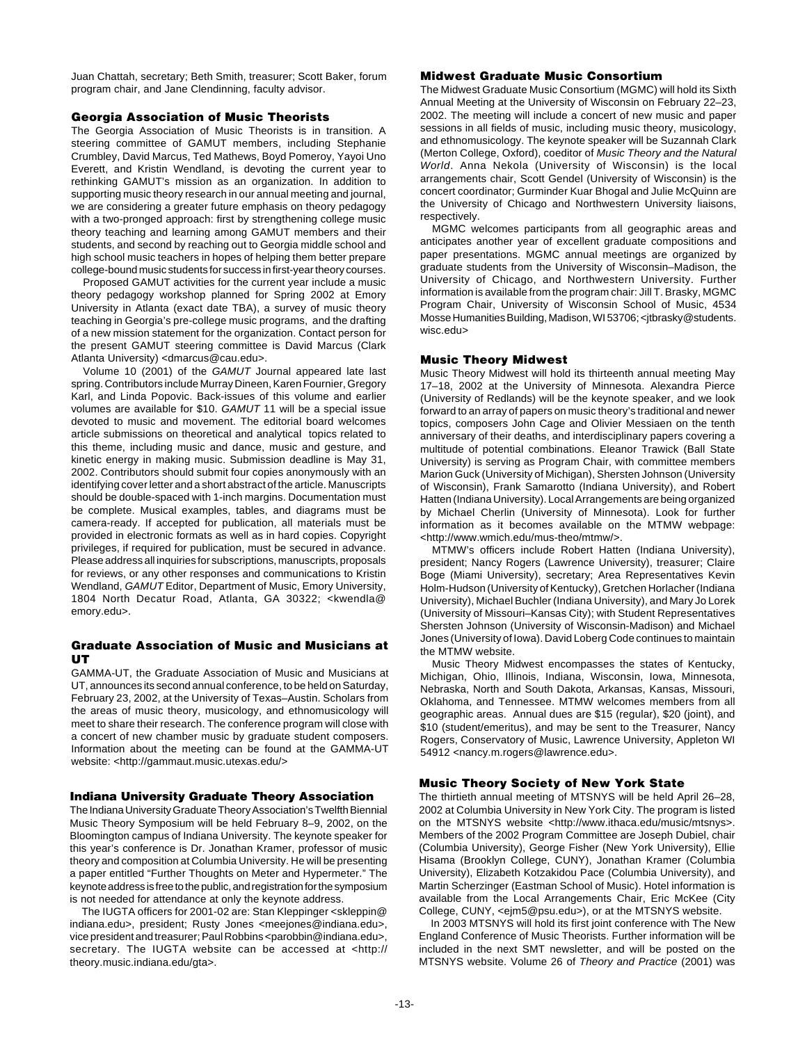Juan Chattah, secretary; Beth Smith, treasurer; Scott Baker, forum program chair, and Jane Clendinning, faculty advisor.

### Georgia Association of Music Theorists

The Georgia Association of Music Theorists is in transition. A steering committee of GAMUT members, including Stephanie Crumbley, David Marcus, Ted Mathews, Boyd Pomeroy, Yayoi Uno Everett, and Kristin Wendland, is devoting the current year to rethinking GAMUT's mission as an organization. In addition to supporting music theory research in our annual meeting and journal, we are considering a greater future emphasis on theory pedagogy with a two-pronged approach: first by strengthening college music theory teaching and learning among GAMUT members and their students, and second by reaching out to Georgia middle school and high school music teachers in hopes of helping them better prepare college-bound music students for success in first-year theory courses.

Proposed GAMUT activities for the current year include a music theory pedagogy workshop planned for Spring 2002 at Emory University in Atlanta (exact date TBA), a survey of music theory teaching in Georgia's pre-college music programs, and the drafting of a new mission statement for the organization. Contact person for the present GAMUT steering committee is David Marcus (Clark Atlanta University) <dmarcus@cau.edu>.

Volume 10 (2001) of the *GAMUT* Journal appeared late last spring. Contributors include Murray Dineen, Karen Fournier, Gregory Karl, and Linda Popovic. Back-issues of this volume and earlier volumes are available for $10. *GAMUT* 11 will be a special issue devoted to music and movement. The editorial board welcomes article submissions on theoretical and analytical topics related to this theme, including music and dance, music and gesture, and kinetic energy in making music. Submission deadline is May 31, 2002. Contributors should submit four copies anonymously with an identifying cover letter and a short abstract of the article. Manuscripts should be double-spaced with 1-inch margins. Documentation must be complete. Musical examples, tables, and diagrams must be camera-ready. If accepted for publication, all materials must be provided in electronic formats as well as in hard copies. Copyright privileges, if required for publication, must be secured in advance. Please address all inquiries for subscriptions, manuscripts, proposals for reviews, or any other responses and communications to Kristin Wendland, *GAMUT* Editor, Department of Music, Emory University, 1804 North Decatur Road, Atlanta, GA 30322; <kwendla@emory.edu>.

### Graduate Association of Music and Musicians at UT

GAMMA-UT, the Graduate Association of Music and Musicians at UT, announces its second annual conference, to be held on Saturday, February 23, 2002, at the University of Texas–Austin. Scholars from the areas of music theory, musicology, and ethnomusicology will meet to share their research. The conference program will close with a concert of new chamber music by graduate student composers. Information about the meeting can be found at the GAMMA-UT website: <http://gammaut.music.utexas.edu/>

### Indiana University Graduate Theory Association

The Indiana University Graduate Theory Association's Twelfth Biennial Music Theory Symposium will be held February 8–9, 2002, on the Bloomington campus of Indiana University. The keynote speaker for this year's conference is Dr. Jonathan Kramer, professor of music theory and composition at Columbia University. He will be presenting a paper entitled "Further Thoughts on Meter and Hypermeter." The keynote address is free to the public, and registration for the symposium is not needed for attendance at only the keynote address.

The IUGTA officers for 2001-02 are: Stan Kleppinger <skleppin@indiana.edu>, president; Rusty Jones <meejones@indiana.edu>, vice president and treasurer; Paul Robbins <parobbin@indiana.edu>, secretary. The IUGTA website can be accessed at <http://theory.music.indiana.edu/gta>.

### Midwest Graduate Music Consortium

The Midwest Graduate Music Consortium (MGMC) will hold its Sixth Annual Meeting at the University of Wisconsin on February 22–23, 2002. The meeting will include a concert of new music and paper sessions in all fields of music, including music theory, musicology, and ethnomusicology. The keynote speaker will be Suzannah Clark (Merton College, Oxford), coeditor of *Music Theory and the Natural World*. Anna Nekola (University of Wisconsin) is the local arrangements chair, Scott Gendel (University of Wisconsin) is the concert coordinator; Gurminder Kuar Bhogal and Julie McQuinn are the University of Chicago and Northwestern University liaisons, respectively.

MGMC welcomes participants from all geographic areas and anticipates another year of excellent graduate compositions and paper presentations. MGMC annual meetings are organized by graduate students from the University of Wisconsin–Madison, the University of Chicago, and Northwestern University. Further information is available from the program chair: Jill T. Brasky, MGMC Program Chair, University of Wisconsin School of Music, 4534 Mosse Humanities Building, Madison, WI 53706; <jtbrasky@students.wisc.edu>

### Music Theory Midwest

Music Theory Midwest will hold its thirteenth annual meeting May 17–18, 2002 at the University of Minnesota. Alexandra Pierce (University of Redlands) will be the keynote speaker, and we look forward to an array of papers on music theory's traditional and newer topics, composers John Cage and Olivier Messiaen on the tenth anniversary of their deaths, and interdisciplinary papers covering a multitude of potential combinations. Eleanor Trawick (Ball State University) is serving as Program Chair, with committee members Marion Guck (University of Michigan), Shersten Johnson (University of Wisconsin), Frank Samarotto (Indiana University), and Robert Hatten (Indiana University). Local Arrangements are being organized by Michael Cherlin (University of Minnesota). Look for further information as it becomes available on the MTMW webpage: <http://www.wmich.edu/mus-theo/mtmw/>.

MTMW's officers include Robert Hatten (Indiana University), president; Nancy Rogers (Lawrence University), treasurer; Claire Boge (Miami University), secretary; Area Representatives Kevin Holm-Hudson (University of Kentucky), Gretchen Horlacher (Indiana University), Michael Buchler (Indiana University), and Mary Jo Lorek (University of Missouri–Kansas City); with Student Representatives Shersten Johnson (University of Wisconsin-Madison) and Michael Jones (University of Iowa). David Loberg Code continues to maintain the MTMW website.

Music Theory Midwest encompasses the states of Kentucky, Michigan, Ohio, Illinois, Indiana, Wisconsin, Iowa, Minnesota, Nebraska, North and South Dakota, Arkansas, Kansas, Missouri, Oklahoma, and Tennessee. MTMW welcomes members from all geographic areas. Annual dues are $15 (regular), $20 (joint), and $10 (student/emeritus), and may be sent to the Treasurer, Nancy Rogers, Conservatory of Music, Lawrence University, Appleton WI 54912 <nancy.m.rogers@lawrence.edu>.

### Music Theory Society of New York State

The thirtieth annual meeting of MTSNYS will be held April 26–28, 2002 at Columbia University in New York City. The program is listed on the MTSNYS website <http://www.ithaca.edu/music/mtsnys>. Members of the 2002 Program Committee are Joseph Dubiel, chair (Columbia University), George Fisher (New York University), Ellie Hisama (Brooklyn College, CUNY), Jonathan Kramer (Columbia University), Elizabeth Kotzakidou Pace (Columbia University), and Martin Scherzinger (Eastman School of Music). Hotel information is available from the Local Arrangements Chair, Eric McKee (City College, CUNY, <ejm5@psu.edu>), or at the MTSNYS website.

In 2003 MTSNYS will hold its first joint conference with The New England Conference of Music Theorists. Further information will be included in the next SMT newsletter, and will be posted on the MTSNYS website. Volume 26 of *Theory and Practice* (2001) was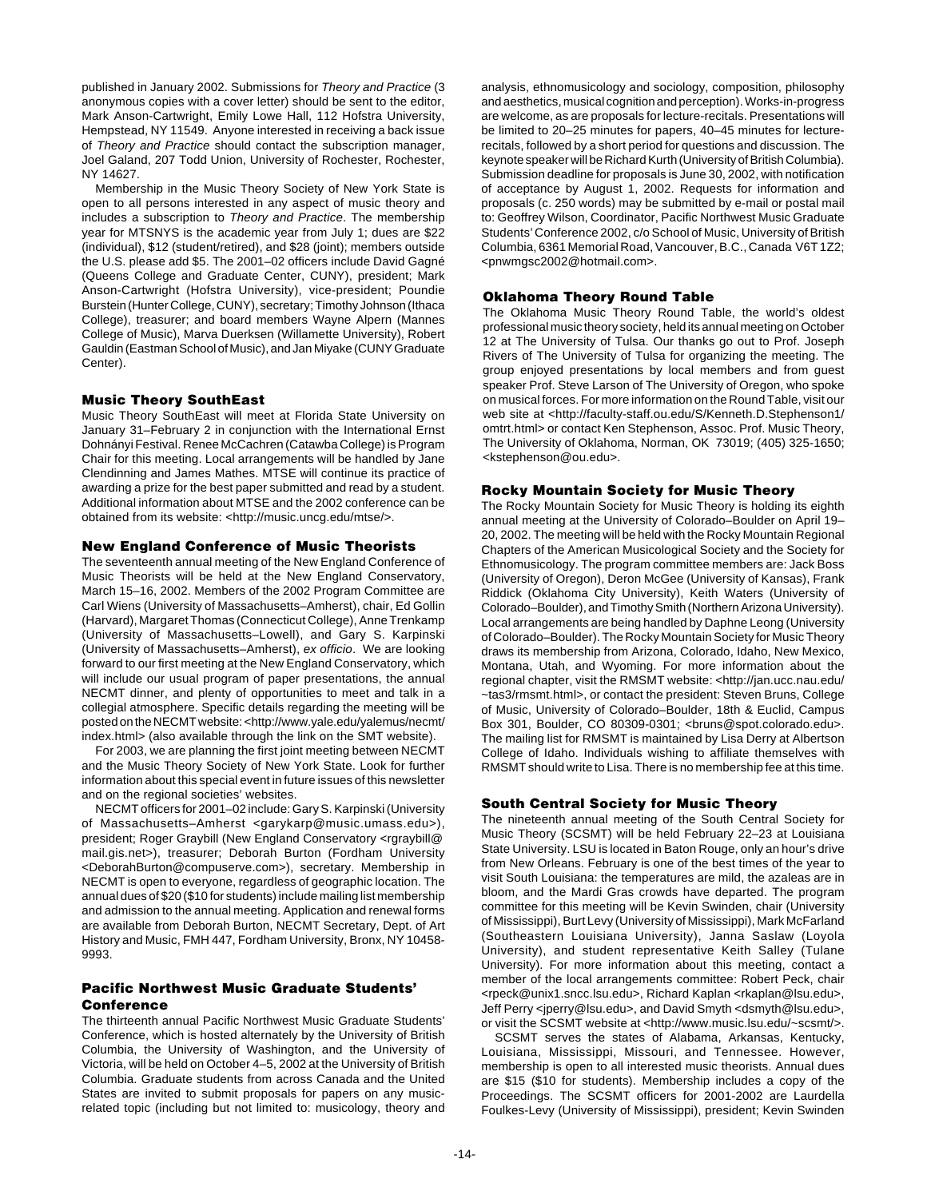published in January 2002. Submissions for *Theory and Practice* (3 anonymous copies with a cover letter) should be sent to the editor, Mark Anson-Cartwright, Emily Lowe Hall, 112 Hofstra University, Hempstead, NY 11549. Anyone interested in receiving a back issue of *Theory and Practice* should contact the subscription manager, Joel Galand, 207 Todd Union, University of Rochester, Rochester, NY 14627.

Membership in the Music Theory Society of New York State is open to all persons interested in any aspect of music theory and includes a subscription to *Theory and Practice*. The membership year for MTSNYS is the academic year from July 1; dues are $22 (individual), $12 (student/retired), and $28 (joint); members outside the U.S. please add $5. The 2001–02 officers include David Gagné (Queens College and Graduate Center, CUNY), president; Mark Anson-Cartwright (Hofstra University), vice-president; Poundie Burstein (Hunter College, CUNY), secretary; Timothy Johnson (Ithaca College), treasurer; and board members Wayne Alpern (Mannes College of Music), Marva Duerksen (Willamette University), Robert Gauldin (Eastman School of Music), and Jan Miyake (CUNY Graduate Center).

### Music Theory SouthEast

Music Theory SouthEast will meet at Florida State University on January 31–February 2 in conjunction with the International Ernst Dohnányi Festival. Renee McCachren (Catawba College) is Program Chair for this meeting. Local arrangements will be handled by Jane Clendinning and James Mathes. MTSE will continue its practice of awarding a prize for the best paper submitted and read by a student. Additional information about MTSE and the 2002 conference can be obtained from its website: <http://music.uncg.edu/mtse/>.

### New England Conference of Music Theorists

The seventeenth annual meeting of the New England Conference of Music Theorists will be held at the New England Conservatory, March 15–16, 2002. Members of the 2002 Program Committee are Carl Wiens (University of Massachusetts–Amherst), chair, Ed Gollin (Harvard), Margaret Thomas (Connecticut College), Anne Trenkamp (University of Massachusetts–Lowell), and Gary S. Karpinski (University of Massachusetts–Amherst), *ex officio*. We are looking forward to our first meeting at the New England Conservatory, which will include our usual program of paper presentations, the annual NECMT dinner, and plenty of opportunities to meet and talk in a collegial atmosphere. Specific details regarding the meeting will be posted on the NECMT website: <http://www.yale.edu/yalemus/necmt/index.html> (also available through the link on the SMT website).

For 2003, we are planning the first joint meeting between NECMT and the Music Theory Society of New York State. Look for further information about this special event in future issues of this newsletter and on the regional societies' websites.

NECMT officers for 2001–02 include: Gary S. Karpinski (University of Massachusetts–Amherst <garykarp@music.umass.edu>), president; Roger Graybill (New England Conservatory <rgraybill@mail.gis.net>), treasurer; Deborah Burton (Fordham University <DeborahBurton@compuserve.com>), secretary. Membership in NECMT is open to everyone, regardless of geographic location. The annual dues of $20 ($10 for students) include mailing list membership and admission to the annual meeting. Application and renewal forms are available from Deborah Burton, NECMT Secretary, Dept. of Art History and Music, FMH 447, Fordham University, Bronx, NY 10458-9993.

### Pacific Northwest Music Graduate Students' Conference

The thirteenth annual Pacific Northwest Music Graduate Students' Conference, which is hosted alternately by the University of British Columbia, the University of Washington, and the University of Victoria, will be held on October 4–5, 2002 at the University of British Columbia. Graduate students from across Canada and the United States are invited to submit proposals for papers on any music-related topic (including but not limited to: musicology, theory and analysis, ethnomusicology and sociology, composition, philosophy and aesthetics, musical cognition and perception). Works-in-progress are welcome, as are proposals for lecture-recitals. Presentations will be limited to 20–25 minutes for papers, 40–45 minutes for lecture-recitals, followed by a short period for questions and discussion. The keynote speaker will be Richard Kurth (University of British Columbia). Submission deadline for proposals is June 30, 2002, with notification of acceptance by August 1, 2002. Requests for information and proposals (c. 250 words) may be submitted by e-mail or postal mail to: Geoffrey Wilson, Coordinator, Pacific Northwest Music Graduate Students' Conference 2002, c/o School of Music, University of British Columbia, 6361 Memorial Road, Vancouver, B.C., Canada V6T 1Z2; <pnwmgsc2002@hotmail.com>.

### Oklahoma Theory Round Table

The Oklahoma Music Theory Round Table, the world's oldest professional music theory society, held its annual meeting on October 12 at The University of Tulsa. Our thanks go out to Prof. Joseph Rivers of The University of Tulsa for organizing the meeting. The group enjoyed presentations by local members and from guest speaker Prof. Steve Larson of The University of Oregon, who spoke on musical forces. For more information on the Round Table, visit our web site at <http://faculty-staff.ou.edu/S/Kenneth.D.Stephenson1/omtrt.html> or contact Ken Stephenson, Assoc. Prof. Music Theory, The University of Oklahoma, Norman, OK 73019; (405) 325-1650; <kstephenson@ou.edu>.

### Rocky Mountain Society for Music Theory

The Rocky Mountain Society for Music Theory is holding its eighth annual meeting at the University of Colorado–Boulder on April 19–20, 2002. The meeting will be held with the Rocky Mountain Regional Chapters of the American Musicological Society and the Society for Ethnomusicology. The program committee members are: Jack Boss (University of Oregon), Deron McGee (University of Kansas), Frank Riddick (Oklahoma City University), Keith Waters (University of Colorado–Boulder), and Timothy Smith (Northern Arizona University). Local arrangements are being handled by Daphne Leong (University of Colorado–Boulder). The Rocky Mountain Society for Music Theory draws its membership from Arizona, Colorado, Idaho, New Mexico, Montana, Utah, and Wyoming. For more information about the regional chapter, visit the RMSMT website: <http://jan.ucc.nau.edu/~tas3/rmsmt.html>, or contact the president: Steven Bruns, College of Music, University of Colorado–Boulder, 18th & Euclid, Campus Box 301, Boulder, CO 80309-0301; <bruns@spot.colorado.edu>. The mailing list for RMSMT is maintained by Lisa Derry at Albertson College of Idaho. Individuals wishing to affiliate themselves with RMSMT should write to Lisa. There is no membership fee at this time.

### South Central Society for Music Theory

The nineteenth annual meeting of the South Central Society for Music Theory (SCSMT) will be held February 22–23 at Louisiana State University. LSU is located in Baton Rouge, only an hour's drive from New Orleans. February is one of the best times of the year to visit South Louisiana: the temperatures are mild, the azaleas are in bloom, and the Mardi Gras crowds have departed. The program committee for this meeting will be Kevin Swinden, chair (University of Mississippi), Burt Levy (University of Mississippi), Mark McFarland (Southeastern Louisiana University), Janna Saslaw (Loyola University), and student representative Keith Salley (Tulane University). For more information about this meeting, contact a member of the local arrangements committee: Robert Peck, chair <rpeck@unix1.sncc.lsu.edu>, Richard Kaplan <rkaplan@lsu.edu>, Jeff Perry <jperry@lsu.edu>, and David Smyth <dsmyth@lsu.edu>, or visit the SCSMT website at <http://www.music.lsu.edu/~scsmt/>.

SCSMT serves the states of Alabama, Arkansas, Kentucky, Louisiana, Mississippi, Missouri, and Tennessee. However, membership is open to all interested music theorists. Annual dues are $15 ($10 for students). Membership includes a copy of the Proceedings. The SCSMT officers for 2001-2002 are Laurdella Foulkes-Levy (University of Mississippi), president; Kevin Swinden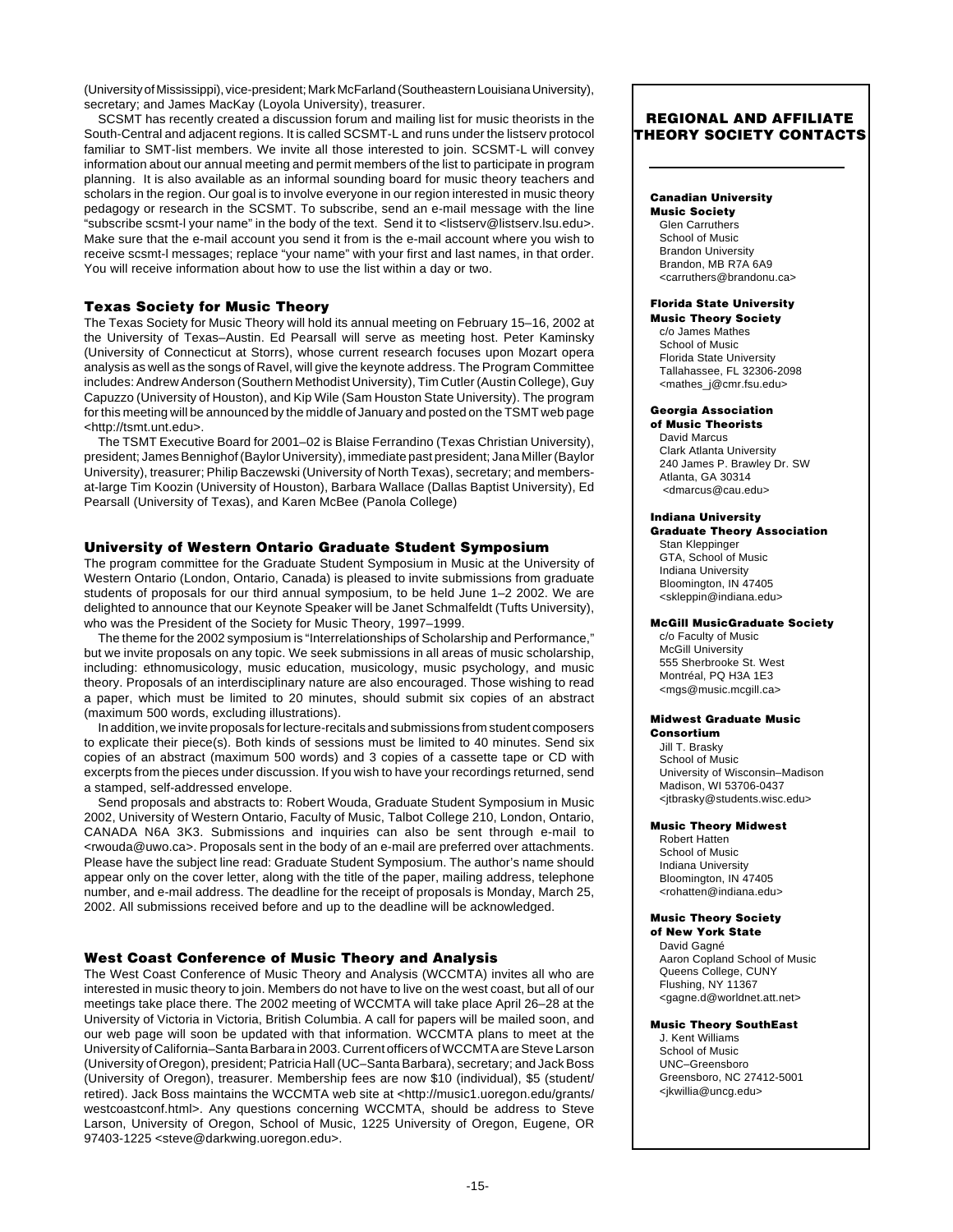(University of Mississippi), vice-president; Mark McFarland (Southeastern Louisiana University), secretary; and James MacKay (Loyola University), treasurer.

SCSMT has recently created a discussion forum and mailing list for music theorists in the South-Central and adjacent regions. It is called SCSMT-L and runs under the listserv protocol familiar to SMT-list members. We invite all those interested to join. SCSMT-L will convey information about our annual meeting and permit members of the list to participate in program planning. It is also available as an informal sounding board for music theory teachers and scholars in the region. Our goal is to involve everyone in our region interested in music theory pedagogy or research in the SCSMT. To subscribe, send an e-mail message with the line "subscribe scsmt-l your name" in the body of the text. Send it to <listserv@listserv.lsu.edu>. Make sure that the e-mail account you send it from is the e-mail account where you wish to receive scsmt-l messages; replace "your name" with your first and last names, in that order. You will receive information about how to use the list within a day or two.

### Texas Society for Music Theory

The Texas Society for Music Theory will hold its annual meeting on February 15–16, 2002 at the University of Texas–Austin. Ed Pearsall will serve as meeting host. Peter Kaminsky (University of Connecticut at Storrs), whose current research focuses upon Mozart opera analysis as well as the songs of Ravel, will give the keynote address. The Program Committee includes: Andrew Anderson (Southern Methodist University), Tim Cutler (Austin College), Guy Capuzzo (University of Houston), and Kip Wile (Sam Houston State University). The program for this meeting will be announced by the middle of January and posted on the TSMT web page <http://tsmt.unt.edu>.

The TSMT Executive Board for 2001–02 is Blaise Ferrandino (Texas Christian University), president; James Bennighof (Baylor University), immediate past president; Jana Miller (Baylor University), treasurer; Philip Baczewski (University of North Texas), secretary; and members-at-large Tim Koozin (University of Houston), Barbara Wallace (Dallas Baptist University), Ed Pearsall (University of Texas), and Karen McBee (Panola College)

### University of Western Ontario Graduate Student Symposium

The program committee for the Graduate Student Symposium in Music at the University of Western Ontario (London, Ontario, Canada) is pleased to invite submissions from graduate students of proposals for our third annual symposium, to be held June 1–2 2002. We are delighted to announce that our Keynote Speaker will be Janet Schmalfeldt (Tufts University), who was the President of the Society for Music Theory, 1997–1999.

The theme for the 2002 symposium is "Interrelationships of Scholarship and Performance," but we invite proposals on any topic. We seek submissions in all areas of music scholarship, including: ethnomusicology, music education, musicology, music psychology, and music theory. Proposals of an interdisciplinary nature are also encouraged. Those wishing to read a paper, which must be limited to 20 minutes, should submit six copies of an abstract (maximum 500 words, excluding illustrations).

In addition, we invite proposals for lecture-recitals and submissions from student composers to explicate their piece(s). Both kinds of sessions must be limited to 40 minutes. Send six copies of an abstract (maximum 500 words) and 3 copies of a cassette tape or CD with excerpts from the pieces under discussion. If you wish to have your recordings returned, send a stamped, self-addressed envelope.

Send proposals and abstracts to: Robert Wouda, Graduate Student Symposium in Music 2002, University of Western Ontario, Faculty of Music, Talbot College 210, London, Ontario, CANADA N6A 3K3. Submissions and inquiries can also be sent through e-mail to <rwouda@uwo.ca>. Proposals sent in the body of an e-mail are preferred over attachments. Please have the subject line read: Graduate Student Symposium. The author's name should appear only on the cover letter, along with the title of the paper, mailing address, telephone number, and e-mail address. The deadline for the receipt of proposals is Monday, March 25, 2002. All submissions received before and up to the deadline will be acknowledged.

### West Coast Conference of Music Theory and Analysis

The West Coast Conference of Music Theory and Analysis (WCCMTA) invites all who are interested in music theory to join. Members do not have to live on the west coast, but all of our meetings take place there. The 2002 meeting of WCCMTA will take place April 26–28 at the University of Victoria in Victoria, British Columbia. A call for papers will be mailed soon, and our web page will soon be updated with that information. WCCMTA plans to meet at the University of California–Santa Barbara in 2003. Current officers of WCCMTA are Steve Larson (University of Oregon), president; Patricia Hall (UC–Santa Barbara), secretary; and Jack Boss (University of Oregon), treasurer. Membership fees are now $10 (individual), $5 (student/retired). Jack Boss maintains the WCCMTA web site at <http://music1.uoregon.edu/grants/westcoastconf.html>. Any questions concerning WCCMTA, should be address to Steve Larson, University of Oregon, School of Music, 1225 University of Oregon, Eugene, OR 97403-1225 <steve@darkwing.uoregon.edu>.

## REGIONAL AND AFFILIATE THEORY SOCIETY CONTACTS

**Canadian University Music Society**
Glen Carruthers
School of Music
Brandon University
Brandon, MB R7A 6A9
<carruthers@brandonu.ca>

**Florida State University Music Theory Society**
c/o James Mathes
School of Music
Florida State University
Tallahassee, FL 32306-2098
<mathes_j@cmr.fsu.edu>

**Georgia Association of Music Theorists**
David Marcus
Clark Atlanta University
240 James P. Brawley Dr. SW
Atlanta, GA 30314
<dmarcus@cau.edu>

**Indiana University Graduate Theory Association**
Stan Kleppinger
GTA, School of Music
Indiana University
Bloomington, IN 47405
<skleppin@indiana.edu>

**McGill MusicGraduate Society**
c/o Faculty of Music
McGill University
555 Sherbrooke St. West
Montréal, PQ H3A 1E3
<mgs@music.mcgill.ca>

**Midwest Graduate Music Consortium**
Jill T. Brasky
School of Music
University of Wisconsin–Madison
Madison, WI 53706-0437
<jtbrasky@students.wisc.edu>

**Music Theory Midwest**
Robert Hatten
School of Music
Indiana University
Bloomington, IN 47405
<rohatten@indiana.edu>

**Music Theory Society of New York State**
David Gagné
Aaron Copland School of Music
Queens College, CUNY
Flushing, NY 11367
<gagne.d@worldnet.att.net>

**Music Theory SouthEast**
J. Kent Williams
School of Music
UNC–Greensboro
Greensboro, NC 27412-5001
<jkwillia@uncg.edu>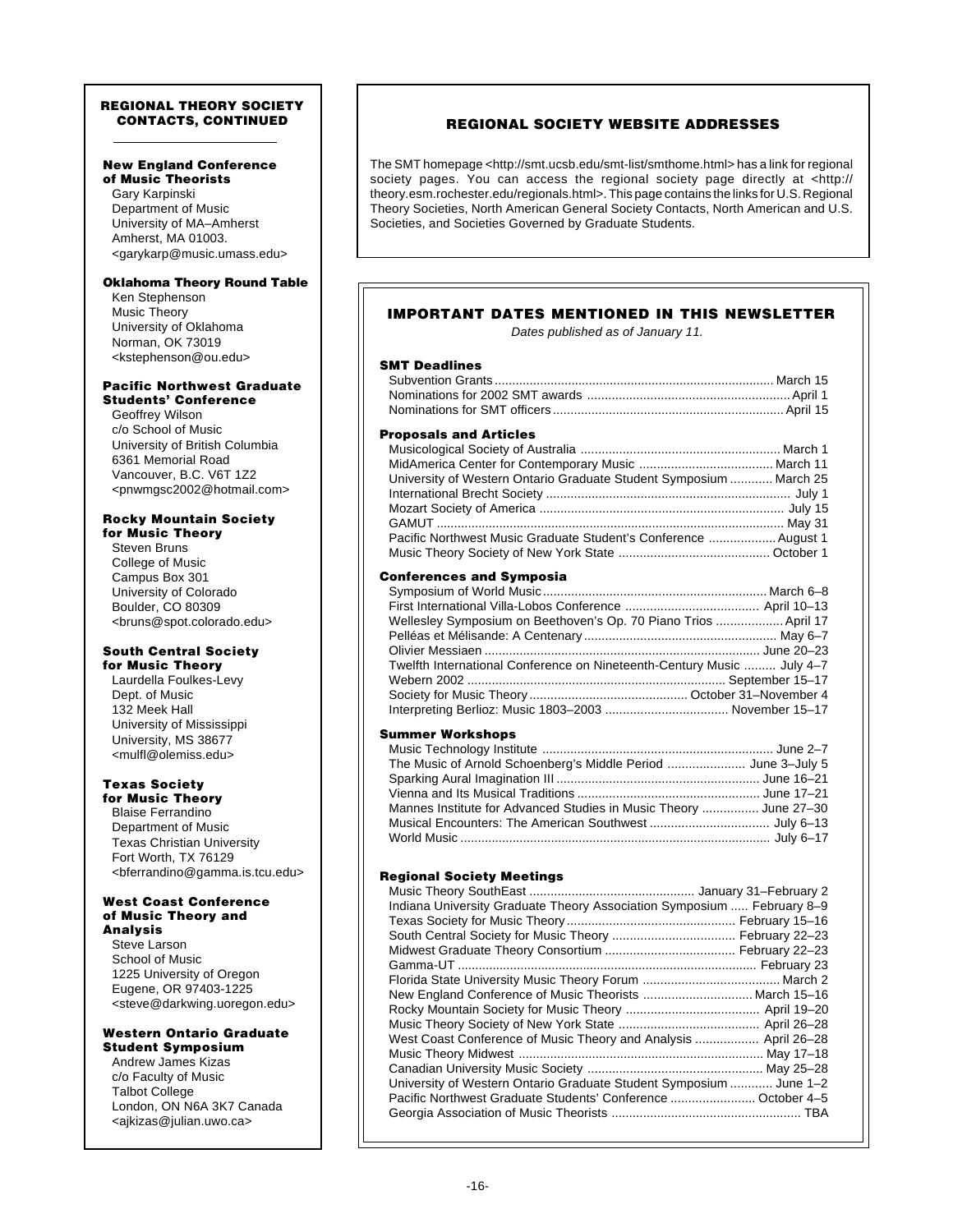## REGIONAL THEORY SOCIETY CONTACTS, CONTINUED

**New England Conference of Music Theorists**
Gary Karpinski
Department of Music
University of MA–Amherst
Amherst, MA 01003.
<garykarp@music.umass.edu>

**Oklahoma Theory Round Table**
Ken Stephenson
Music Theory
University of Oklahoma
Norman, OK 73019
<kstephenson@ou.edu>

**Pacific Northwest Graduate Students' Conference**
Geoffrey Wilson
c/o School of Music
University of British Columbia
6361 Memorial Road
Vancouver, B.C. V6T 1Z2
<pnwmgsc2002@hotmail.com>

**Rocky Mountain Society for Music Theory**
Steven Bruns
College of Music
Campus Box 301
University of Colorado
Boulder, CO 80309
<bruns@spot.colorado.edu>

**South Central Society for Music Theory**
Laurdella Foulkes-Levy
Dept. of Music
132 Meek Hall
University of Mississippi
University, MS 38677
<mulfl@olemiss.edu>

**Texas Society for Music Theory**
Blaise Ferrandino
Department of Music
Texas Christian University
Fort Worth, TX 76129
<bferrandino@gamma.is.tcu.edu>

**West Coast Conference of Music Theory and Analysis**
Steve Larson
School of Music
1225 University of Oregon
Eugene, OR 97403-1225
<steve@darkwing.uoregon.edu>

**Western Ontario Graduate Student Symposium**
Andrew James Kizas
c/o Faculty of Music
Talbot College
London, ON N6A 3K7 Canada
<ajkizas@julian.uwo.ca>

## REGIONAL SOCIETY WEBSITE ADDRESSES

The SMT homepage <http://smt.ucsb.edu/smt-list/smthome.html> has a link for regional society pages. You can access the regional society page directly at <http://theory.esm.rochester.edu/regionals.html>. This page contains the links for U.S. Regional Theory Societies, North American General Society Contacts, North American and U.S. Societies, and Societies Governed by Graduate Students.

## IMPORTANT DATES MENTIONED IN THIS NEWSLETTER

*Dates published as of January 11.*

**SMT Deadlines**

Subvention Grants ... March 15
Nominations for 2002 SMT awards ... April 1
Nominations for SMT officers ... April 15

**Proposals and Articles**

Musicological Society of Australia ... March 1
MidAmerica Center for Contemporary Music ... March 11
University of Western Ontario Graduate Student Symposium ... March 25
International Brecht Society ... July 1
Mozart Society of America ... July 15
GAMUT ... May 31
Pacific Northwest Music Graduate Student's Conference ... August 1
Music Theory Society of New York State ... October 1

**Conferences and Symposia**

Symposium of World Music ... March 6–8
First International Villa-Lobos Conference ... April 10–13
Wellesley Symposium on Beethoven's Op. 70 Piano Trios ... April 17
Pelléas et Mélisande: A Centenary ... May 6–7
Olivier Messiaen ... June 20–23
Twelfth International Conference on Nineteenth-Century Music ... July 4–7
Webern 2002 ... September 15–17
Society for Music Theory ... October 31–November 4
Interpreting Berlioz: Music 1803–2003 ... November 15–17

**Summer Workshops**

Music Technology Institute ... June 2–7
The Music of Arnold Schoenberg's Middle Period ... June 3–July 5
Sparking Aural Imagination III ... June 16–21
Vienna and Its Musical Traditions ... June 17–21
Mannes Institute for Advanced Studies in Music Theory ... June 27–30
Musical Encounters: The American Southwest ... July 6–13
World Music ... July 6–17

**Regional Society Meetings**

Music Theory SouthEast ... January 31–February 2
Indiana University Graduate Theory Association Symposium ... February 8–9
Texas Society for Music Theory ... February 15–16
South Central Society for Music Theory ... February 22–23
Midwest Graduate Theory Consortium ... February 22–23
Gamma-UT ... February 23
Florida State University Music Theory Forum ... March 2
New England Conference of Music Theorists ... March 15–16
Rocky Mountain Society for Music Theory ... April 19–20
Music Theory Society of New York State ... April 26–28
West Coast Conference of Music Theory and Analysis ... April 26–28
Music Theory Midwest ... May 17–18
Canadian University Music Society ... May 25–28
University of Western Ontario Graduate Student Symposium ... June 1–2
Pacific Northwest Graduate Students' Conference ... October 4–5
Georgia Association of Music Theorists ... TBA